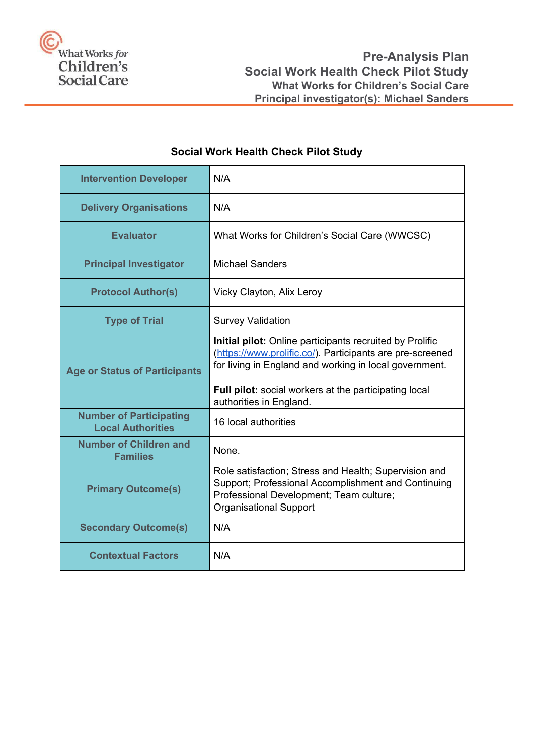What Works for Children's Social Care

# Pre-Analysis Plan
## Social Work Health Check Pilot Study
### What Works for Children's Social Care
### Principal investigator(s): Michael Sanders

**Social Work Health Check Pilot Study**

| | |
|---|---|
| **Intervention Developer** | N/A |
| **Delivery Organisations** | N/A |
| **Evaluator** | What Works for Children's Social Care (WWCSC) |
| **Principal Investigator** | Michael Sanders |
| **Protocol Author(s)** | Vicky Clayton, Alix Leroy |
| **Type of Trial** | Survey Validation |
| **Age or Status of Participants** | **Initial pilot:** Online participants recruited by Prolific (https://www.prolific.co/). Participants are pre-screened for living in England and working in local government.<br><br>**Full pilot:** social workers at the participating local authorities in England. |
| **Number of Participating Local Authorities** | 16 local authorities |
| **Number of Children and Families** | None. |
| **Primary Outcome(s)** | Role satisfaction; Stress and Health; Supervision and Support; Professional Accomplishment and Continuing Professional Development; Team culture; Organisational Support |
| **Secondary Outcome(s)** | N/A |
| **Contextual Factors** | N/A |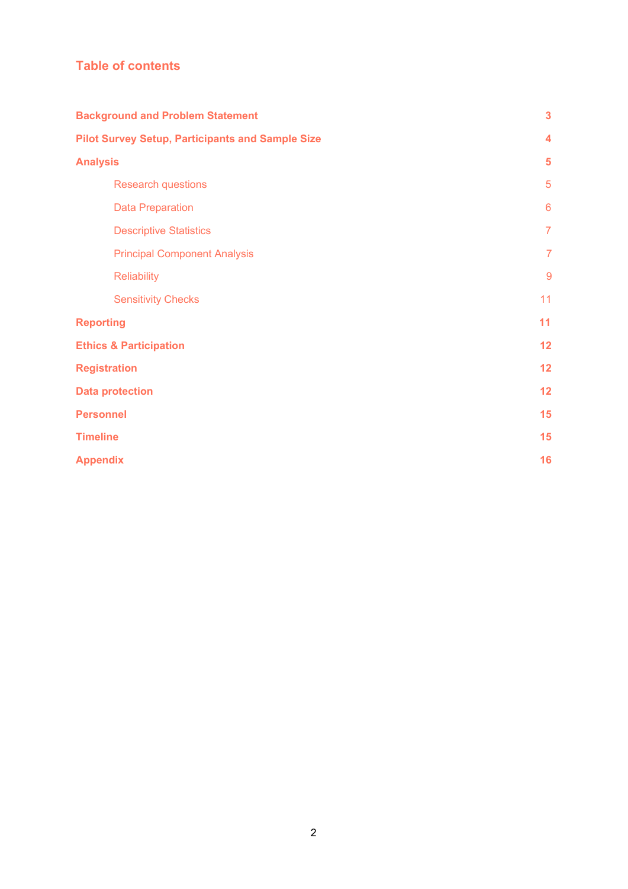## Table of contents

| | |
|---|---|
| **Background and Problem Statement** | **3** |
| **Pilot Survey Setup, Participants and Sample Size** | **4** |
| **Analysis** | **5** |
| Research questions | 5 |
| Data Preparation | 6 |
| Descriptive Statistics | 7 |
| Principal Component Analysis | 7 |
| Reliability | 9 |
| Sensitivity Checks | 11 |
| **Reporting** | **11** |
| **Ethics & Participation** | **12** |
| **Registration** | **12** |
| **Data protection** | **12** |
| **Personnel** | **15** |
| **Timeline** | **15** |
| **Appendix** | **16** |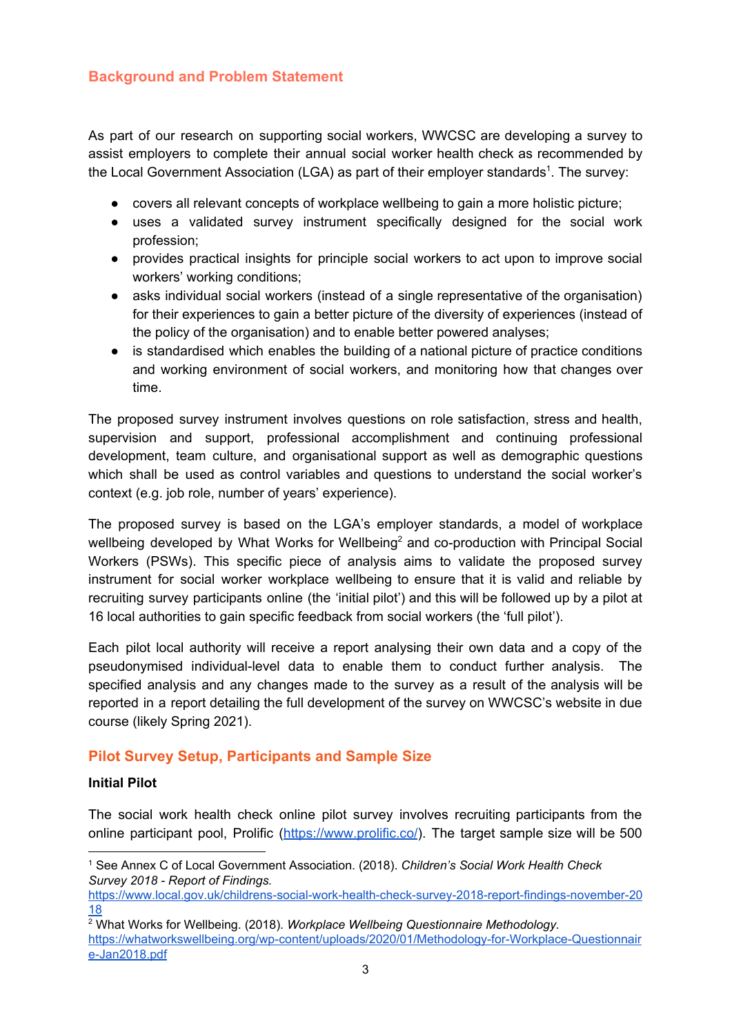## Background and Problem Statement

As part of our research on supporting social workers, WWCSC are developing a survey to assist employers to complete their annual social worker health check as recommended by the Local Government Association (LGA) as part of their employer standards[1]. The survey:

- covers all relevant concepts of workplace wellbeing to gain a more holistic picture;
- uses a validated survey instrument specifically designed for the social work profession;
- provides practical insights for principle social workers to act upon to improve social workers' working conditions;
- asks individual social workers (instead of a single representative of the organisation) for their experiences to gain a better picture of the diversity of experiences (instead of the policy of the organisation) and to enable better powered analyses;
- is standardised which enables the building of a national picture of practice conditions and working environment of social workers, and monitoring how that changes over time.

The proposed survey instrument involves questions on role satisfaction, stress and health, supervision and support, professional accomplishment and continuing professional development, team culture, and organisational support as well as demographic questions which shall be used as control variables and questions to understand the social worker's context (e.g. job role, number of years' experience).

The proposed survey is based on the LGA's employer standards, a model of workplace wellbeing developed by What Works for Wellbeing[2] and co-production with Principal Social Workers (PSWs). This specific piece of analysis aims to validate the proposed survey instrument for social worker workplace wellbeing to ensure that it is valid and reliable by recruiting survey participants online (the 'initial pilot') and this will be followed up by a pilot at 16 local authorities to gain specific feedback from social workers (the 'full pilot').

Each pilot local authority will receive a report analysing their own data and a copy of the pseudonymised individual-level data to enable them to conduct further analysis. The specified analysis and any changes made to the survey as a result of the analysis will be reported in a report detailing the full development of the survey on WWCSC's website in due course (likely Spring 2021).

## Pilot Survey Setup, Participants and Sample Size

**Initial Pilot**

The social work health check online pilot survey involves recruiting participants from the online participant pool, Prolific (https://www.prolific.co/). The target sample size will be 500

---

[1] See Annex C of Local Government Association. (2018). *Children's Social Work Health Check Survey 2018 - Report of Findings.* https://www.local.gov.uk/childrens-social-work-health-check-survey-2018-report-findings-november-2018

[2] What Works for Wellbeing. (2018). *Workplace Wellbeing Questionnaire Methodology.* https://whatworkswellbeing.org/wp-content/uploads/2020/01/Methodology-for-Workplace-Questionnaire-Jan2018.pdf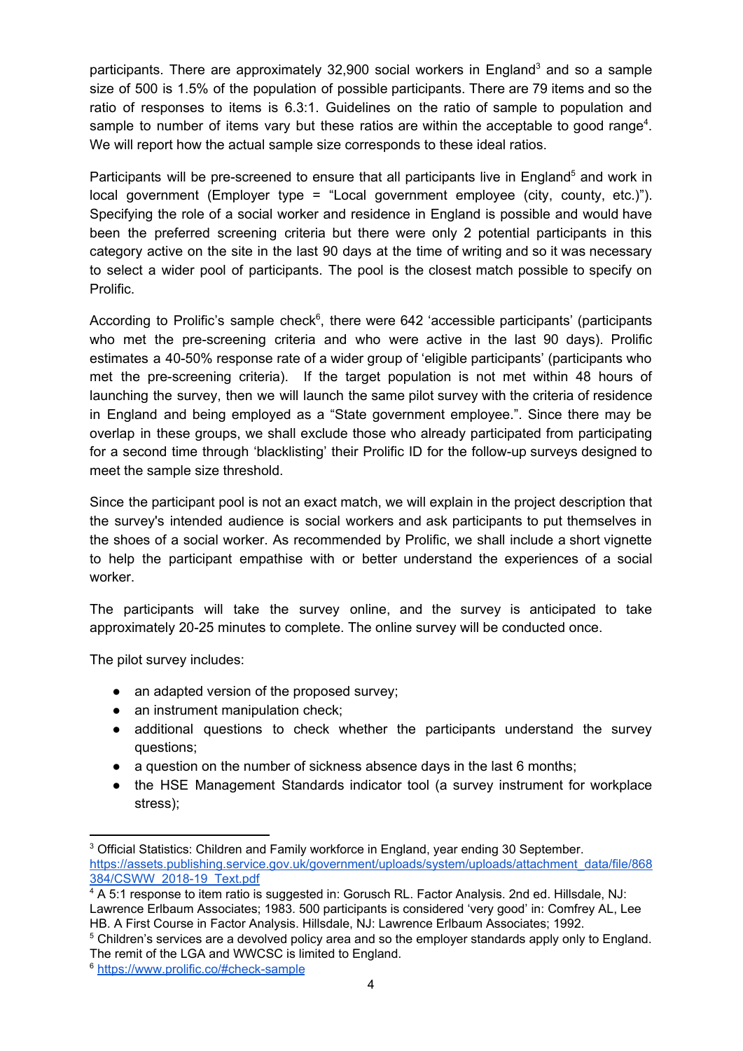participants. There are approximately 32,900 social workers in England[3] and so a sample size of 500 is 1.5% of the population of possible participants. There are 79 items and so the ratio of responses to items is 6.3:1. Guidelines on the ratio of sample to population and sample to number of items vary but these ratios are within the acceptable to good range[4]. We will report how the actual sample size corresponds to these ideal ratios.

Participants will be pre-screened to ensure that all participants live in England[5] and work in local government (Employer type = "Local government employee (city, county, etc.)"). Specifying the role of a social worker and residence in England is possible and would have been the preferred screening criteria but there were only 2 potential participants in this category active on the site in the last 90 days at the time of writing and so it was necessary to select a wider pool of participants. The pool is the closest match possible to specify on Prolific.

According to Prolific's sample check[6], there were 642 'accessible participants' (participants who met the pre-screening criteria and who were active in the last 90 days). Prolific estimates a 40-50% response rate of a wider group of 'eligible participants' (participants who met the pre-screening criteria). If the target population is not met within 48 hours of launching the survey, then we will launch the same pilot survey with the criteria of residence in England and being employed as a "State government employee.". Since there may be overlap in these groups, we shall exclude those who already participated from participating for a second time through 'blacklisting' their Prolific ID for the follow-up surveys designed to meet the sample size threshold.

Since the participant pool is not an exact match, we will explain in the project description that the survey's intended audience is social workers and ask participants to put themselves in the shoes of a social worker. As recommended by Prolific, we shall include a short vignette to help the participant empathise with or better understand the experiences of a social worker.

The participants will take the survey online, and the survey is anticipated to take approximately 20-25 minutes to complete. The online survey will be conducted once.

The pilot survey includes:

- an adapted version of the proposed survey;
- an instrument manipulation check;
- additional questions to check whether the participants understand the survey questions;
- a question on the number of sickness absence days in the last 6 months;
- the HSE Management Standards indicator tool (a survey instrument for workplace stress);

---

[3] Official Statistics: Children and Family workforce in England, year ending 30 September. https://assets.publishing.service.gov.uk/government/uploads/system/uploads/attachment_data/file/868384/CSWW_2018-19_Text.pdf

[4] A 5:1 response to item ratio is suggested in: Gorusch RL. Factor Analysis. 2nd ed. Hillsdale, NJ: Lawrence Erlbaum Associates; 1983. 500 participants is considered 'very good' in: Comfrey AL, Lee HB. A First Course in Factor Analysis. Hillsdale, NJ: Lawrence Erlbaum Associates; 1992.

[5] Children's services are a devolved policy area and so the employer standards apply only to England. The remit of the LGA and WWCSC is limited to England.

[6] https://www.prolific.co/#check-sample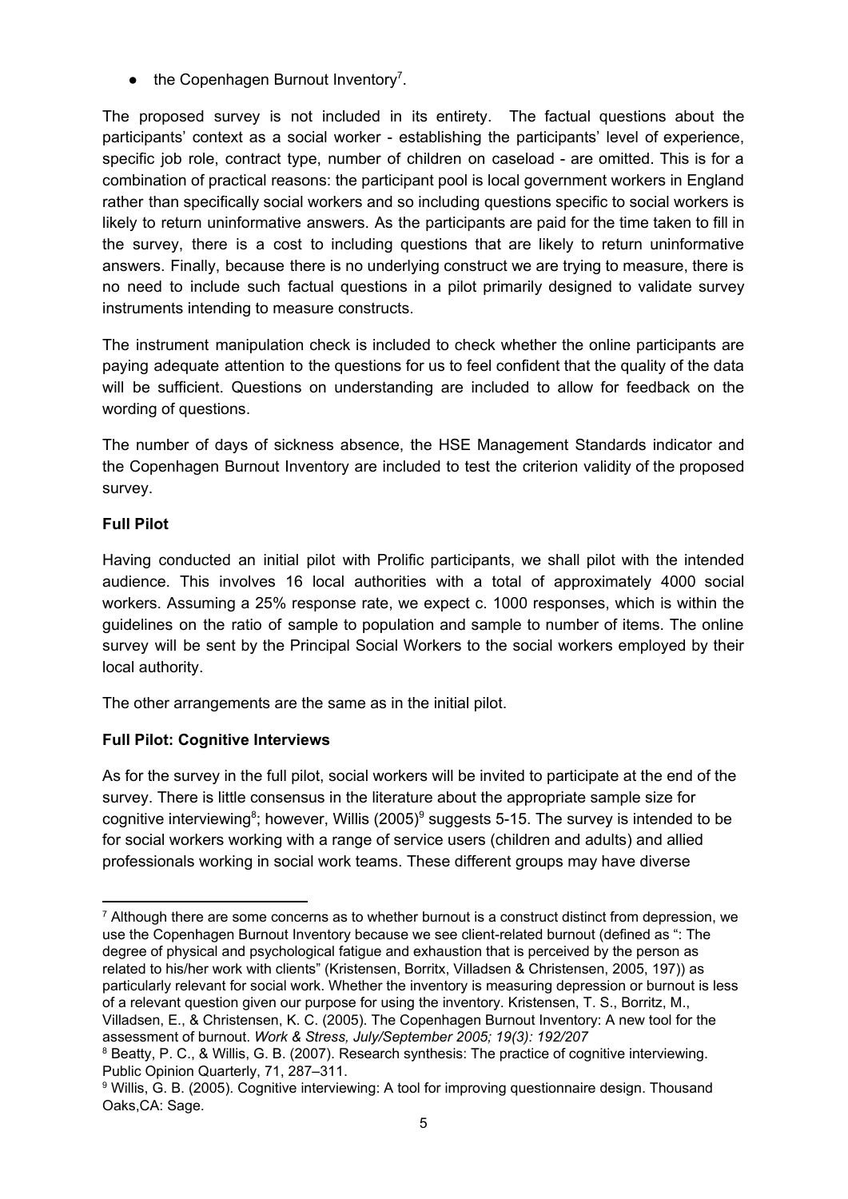- the Copenhagen Burnout Inventory[7].

The proposed survey is not included in its entirety. The factual questions about the participants' context as a social worker - establishing the participants' level of experience, specific job role, contract type, number of children on caseload - are omitted. This is for a combination of practical reasons: the participant pool is local government workers in England rather than specifically social workers and so including questions specific to social workers is likely to return uninformative answers. As the participants are paid for the time taken to fill in the survey, there is a cost to including questions that are likely to return uninformative answers. Finally, because there is no underlying construct we are trying to measure, there is no need to include such factual questions in a pilot primarily designed to validate survey instruments intending to measure constructs.

The instrument manipulation check is included to check whether the online participants are paying adequate attention to the questions for us to feel confident that the quality of the data will be sufficient. Questions on understanding are included to allow for feedback on the wording of questions.

The number of days of sickness absence, the HSE Management Standards indicator and the Copenhagen Burnout Inventory are included to test the criterion validity of the proposed survey.

**Full Pilot**

Having conducted an initial pilot with Prolific participants, we shall pilot with the intended audience. This involves 16 local authorities with a total of approximately 4000 social workers. Assuming a 25% response rate, we expect c. 1000 responses, which is within the guidelines on the ratio of sample to population and sample to number of items. The online survey will be sent by the Principal Social Workers to the social workers employed by their local authority.

The other arrangements are the same as in the initial pilot.

**Full Pilot: Cognitive Interviews**

As for the survey in the full pilot, social workers will be invited to participate at the end of the survey. There is little consensus in the literature about the appropriate sample size for cognitive interviewing[8]; however, Willis (2005)[9] suggests 5-15. The survey is intended to be for social workers working with a range of service users (children and adults) and allied professionals working in social work teams. These different groups may have diverse

---

[7] Although there are some concerns as to whether burnout is a construct distinct from depression, we use the Copenhagen Burnout Inventory because we see client-related burnout (defined as ": The degree of physical and psychological fatigue and exhaustion that is perceived by the person as related to his/her work with clients" (Kristensen, Borritx, Villadsen & Christensen, 2005, 197)) as particularly relevant for social work. Whether the inventory is measuring depression or burnout is less of a relevant question given our purpose for using the inventory. Kristensen, T. S., Borritz, M., Villadsen, E., & Christensen, K. C. (2005). The Copenhagen Burnout Inventory: A new tool for the assessment of burnout. *Work & Stress, July/September 2005; 19(3): 192/207*

[8] Beatty, P. C., & Willis, G. B. (2007). Research synthesis: The practice of cognitive interviewing. Public Opinion Quarterly, 71, 287–311.

[9] Willis, G. B. (2005). Cognitive interviewing: A tool for improving questionnaire design. Thousand Oaks,CA: Sage.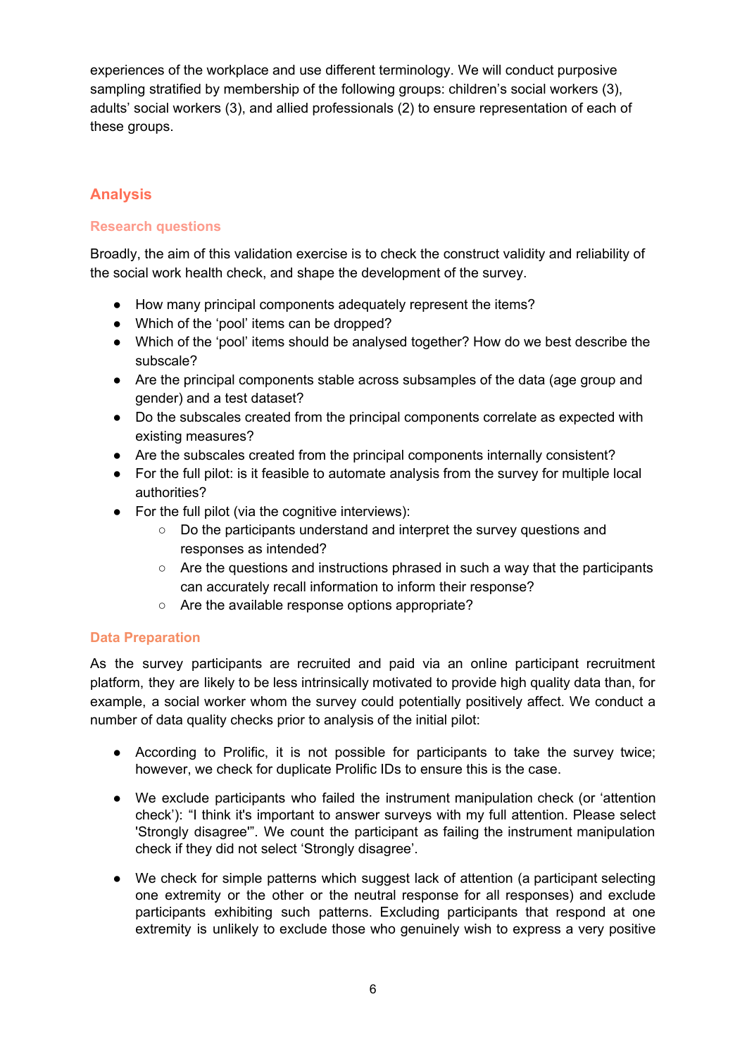experiences of the workplace and use different terminology. We will conduct purposive sampling stratified by membership of the following groups: children's social workers (3), adults' social workers (3), and allied professionals (2) to ensure representation of each of these groups.

## Analysis

### Research questions

Broadly, the aim of this validation exercise is to check the construct validity and reliability of the social work health check, and shape the development of the survey.

- How many principal components adequately represent the items?
- Which of the 'pool' items can be dropped?
- Which of the 'pool' items should be analysed together? How do we best describe the subscale?
- Are the principal components stable across subsamples of the data (age group and gender) and a test dataset?
- Do the subscales created from the principal components correlate as expected with existing measures?
- Are the subscales created from the principal components internally consistent?
- For the full pilot: is it feasible to automate analysis from the survey for multiple local authorities?
- For the full pilot (via the cognitive interviews):
    - Do the participants understand and interpret the survey questions and responses as intended?
    - Are the questions and instructions phrased in such a way that the participants can accurately recall information to inform their response?
    - Are the available response options appropriate?

### Data Preparation

As the survey participants are recruited and paid via an online participant recruitment platform, they are likely to be less intrinsically motivated to provide high quality data than, for example, a social worker whom the survey could potentially positively affect. We conduct a number of data quality checks prior to analysis of the initial pilot:

- According to Prolific, it is not possible for participants to take the survey twice; however, we check for duplicate Prolific IDs to ensure this is the case.

- We exclude participants who failed the instrument manipulation check (or 'attention check'): "I think it's important to answer surveys with my full attention. Please select 'Strongly disagree'". We count the participant as failing the instrument manipulation check if they did not select 'Strongly disagree'.

- We check for simple patterns which suggest lack of attention (a participant selecting one extremity or the other or the neutral response for all responses) and exclude participants exhibiting such patterns. Excluding participants that respond at one extremity is unlikely to exclude those who genuinely wish to express a very positive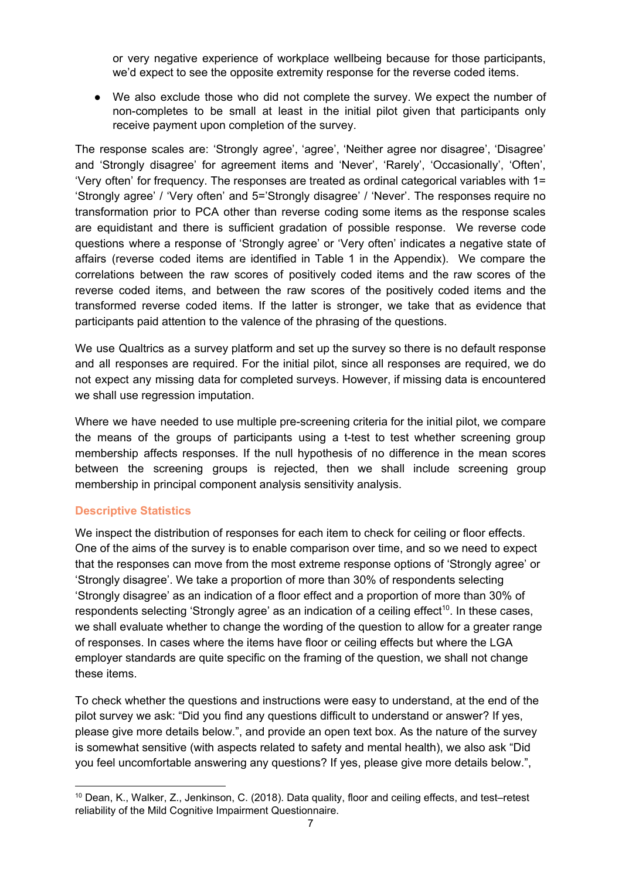or very negative experience of workplace wellbeing because for those participants, we'd expect to see the opposite extremity response for the reverse coded items.

- We also exclude those who did not complete the survey. We expect the number of non-completes to be small at least in the initial pilot given that participants only receive payment upon completion of the survey.

The response scales are: 'Strongly agree', 'agree', 'Neither agree nor disagree', 'Disagree' and 'Strongly disagree' for agreement items and 'Never', 'Rarely', 'Occasionally', 'Often', 'Very often' for frequency. The responses are treated as ordinal categorical variables with 1= 'Strongly agree' / 'Very often' and 5='Strongly disagree' / 'Never'. The responses require no transformation prior to PCA other than reverse coding some items as the response scales are equidistant and there is sufficient gradation of possible response. We reverse code questions where a response of 'Strongly agree' or 'Very often' indicates a negative state of affairs (reverse coded items are identified in Table 1 in the Appendix). We compare the correlations between the raw scores of positively coded items and the raw scores of the reverse coded items, and between the raw scores of the positively coded items and the transformed reverse coded items. If the latter is stronger, we take that as evidence that participants paid attention to the valence of the phrasing of the questions.

We use Qualtrics as a survey platform and set up the survey so there is no default response and all responses are required. For the initial pilot, since all responses are required, we do not expect any missing data for completed surveys. However, if missing data is encountered we shall use regression imputation.

Where we have needed to use multiple pre-screening criteria for the initial pilot, we compare the means of the groups of participants using a t-test to test whether screening group membership affects responses. If the null hypothesis of no difference in the mean scores between the screening groups is rejected, then we shall include screening group membership in principal component analysis sensitivity analysis.

### Descriptive Statistics

We inspect the distribution of responses for each item to check for ceiling or floor effects. One of the aims of the survey is to enable comparison over time, and so we need to expect that the responses can move from the most extreme response options of 'Strongly agree' or 'Strongly disagree'. We take a proportion of more than 30% of respondents selecting 'Strongly disagree' as an indication of a floor effect and a proportion of more than 30% of respondents selecting 'Strongly agree' as an indication of a ceiling effect[10]. In these cases, we shall evaluate whether to change the wording of the question to allow for a greater range of responses. In cases where the items have floor or ceiling effects but where the LGA employer standards are quite specific on the framing of the question, we shall not change these items.

To check whether the questions and instructions were easy to understand, at the end of the pilot survey we ask: "Did you find any questions difficult to understand or answer? If yes, please give more details below.", and provide an open text box. As the nature of the survey is somewhat sensitive (with aspects related to safety and mental health), we also ask "Did you feel uncomfortable answering any questions? If yes, please give more details below.",

[10] Dean, K., Walker, Z., Jenkinson, C. (2018). Data quality, floor and ceiling effects, and test–retest reliability of the Mild Cognitive Impairment Questionnaire.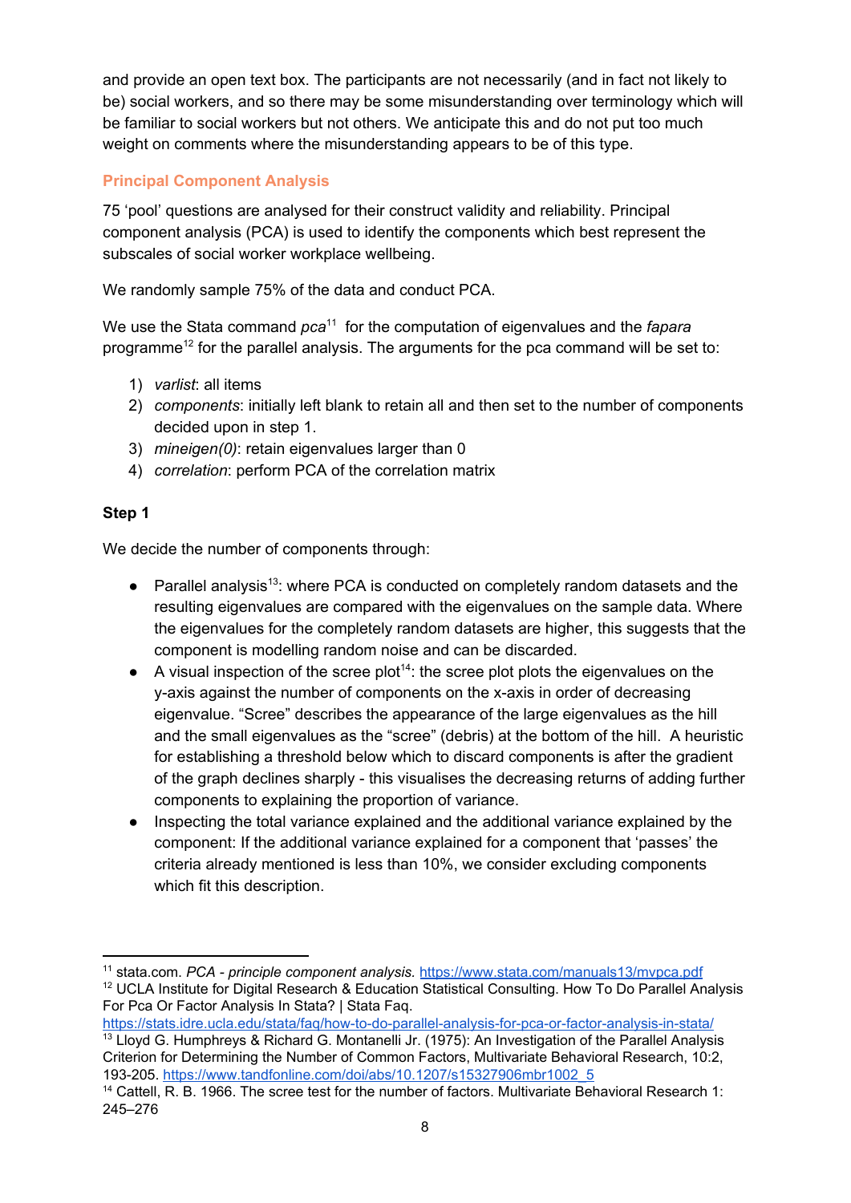and provide an open text box. The participants are not necessarily (and in fact not likely to be) social workers, and so there may be some misunderstanding over terminology which will be familiar to social workers but not others. We anticipate this and do not put too much weight on comments where the misunderstanding appears to be of this type.

### Principal Component Analysis

75 'pool' questions are analysed for their construct validity and reliability. Principal component analysis (PCA) is used to identify the components which best represent the subscales of social worker workplace wellbeing.

We randomly sample 75% of the data and conduct PCA.

We use the Stata command *pca*[11] for the computation of eigenvalues and the *fapara* programme[12] for the parallel analysis. The arguments for the pca command will be set to:

1) *varlist*: all items
2) *components*: initially left blank to retain all and then set to the number of components decided upon in step 1.
3) *mineigen(0)*: retain eigenvalues larger than 0
4) *correlation*: perform PCA of the correlation matrix

**Step 1**

We decide the number of components through:

- Parallel analysis[13]: where PCA is conducted on completely random datasets and the resulting eigenvalues are compared with the eigenvalues on the sample data. Where the eigenvalues for the completely random datasets are higher, this suggests that the component is modelling random noise and can be discarded.
- A visual inspection of the scree plot[14]: the scree plot plots the eigenvalues on the y-axis against the number of components on the x-axis in order of decreasing eigenvalue. "Scree" describes the appearance of the large eigenvalues as the hill and the small eigenvalues as the "scree" (debris) at the bottom of the hill. A heuristic for establishing a threshold below which to discard components is after the gradient of the graph declines sharply - this visualises the decreasing returns of adding further components to explaining the proportion of variance.
- Inspecting the total variance explained and the additional variance explained by the component: If the additional variance explained for a component that 'passes' the criteria already mentioned is less than 10%, we consider excluding components which fit this description.

---

[11] stata.com. *PCA - principle component analysis.* https://www.stata.com/manuals13/mvpca.pdf

[12] UCLA Institute for Digital Research & Education Statistical Consulting. How To Do Parallel Analysis For Pca Or Factor Analysis In Stata? | Stata Faq. https://stats.idre.ucla.edu/stata/faq/how-to-do-parallel-analysis-for-pca-or-factor-analysis-in-stata/

[13] Lloyd G. Humphreys & Richard G. Montanelli Jr. (1975): An Investigation of the Parallel Analysis Criterion for Determining the Number of Common Factors, Multivariate Behavioral Research, 10:2, 193-205. https://www.tandfonline.com/doi/abs/10.1207/s15327906mbr1002_5

[14] Cattell, R. B. 1966. The scree test for the number of factors. Multivariate Behavioral Research 1: 245–276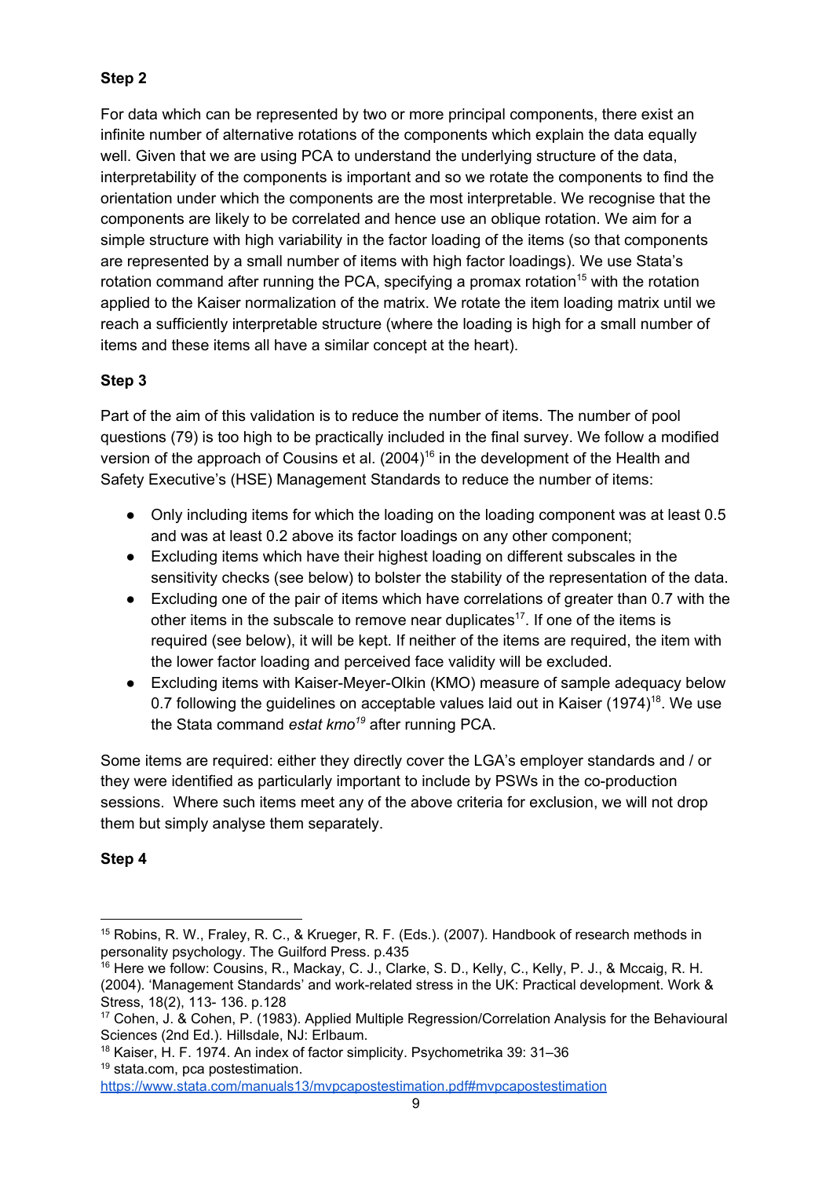**Step 2**

For data which can be represented by two or more principal components, there exist an infinite number of alternative rotations of the components which explain the data equally well. Given that we are using PCA to understand the underlying structure of the data, interpretability of the components is important and so we rotate the components to find the orientation under which the components are the most interpretable. We recognise that the components are likely to be correlated and hence use an oblique rotation. We aim for a simple structure with high variability in the factor loading of the items (so that components are represented by a small number of items with high factor loadings). We use Stata's rotation command after running the PCA, specifying a promax rotation[15] with the rotation applied to the Kaiser normalization of the matrix. We rotate the item loading matrix until we reach a sufficiently interpretable structure (where the loading is high for a small number of items and these items all have a similar concept at the heart).

**Step 3**

Part of the aim of this validation is to reduce the number of items. The number of pool questions (79) is too high to be practically included in the final survey. We follow a modified version of the approach of Cousins et al. (2004)[16] in the development of the Health and Safety Executive's (HSE) Management Standards to reduce the number of items:

- Only including items for which the loading on the loading component was at least 0.5 and was at least 0.2 above its factor loadings on any other component;
- Excluding items which have their highest loading on different subscales in the sensitivity checks (see below) to bolster the stability of the representation of the data.
- Excluding one of the pair of items which have correlations of greater than 0.7 with the other items in the subscale to remove near duplicates[17]. If one of the items is required (see below), it will be kept. If neither of the items are required, the item with the lower factor loading and perceived face validity will be excluded.
- Excluding items with Kaiser-Meyer-Olkin (KMO) measure of sample adequacy below 0.7 following the guidelines on acceptable values laid out in Kaiser (1974)[18]. We use the Stata command *estat kmo*[19] after running PCA.

Some items are required: either they directly cover the LGA's employer standards and / or they were identified as particularly important to include by PSWs in the co-production sessions. Where such items meet any of the above criteria for exclusion, we will not drop them but simply analyse them separately.

**Step 4**

---

[15] Robins, R. W., Fraley, R. C., & Krueger, R. F. (Eds.). (2007). Handbook of research methods in personality psychology. The Guilford Press. p.435

[16] Here we follow: Cousins, R., Mackay, C. J., Clarke, S. D., Kelly, C., Kelly, P. J., & Mccaig, R. H. (2004). 'Management Standards' and work-related stress in the UK: Practical development. Work & Stress, 18(2), 113- 136. p.128

[17] Cohen, J. & Cohen, P. (1983). Applied Multiple Regression/Correlation Analysis for the Behavioural Sciences (2nd Ed.). Hillsdale, NJ: Erlbaum.

[18] Kaiser, H. F. 1974. An index of factor simplicity. Psychometrika 39: 31–36

[19] stata.com, pca postestimation. https://www.stata.com/manuals13/mvpcapostestimation.pdf#mvpcapostestimation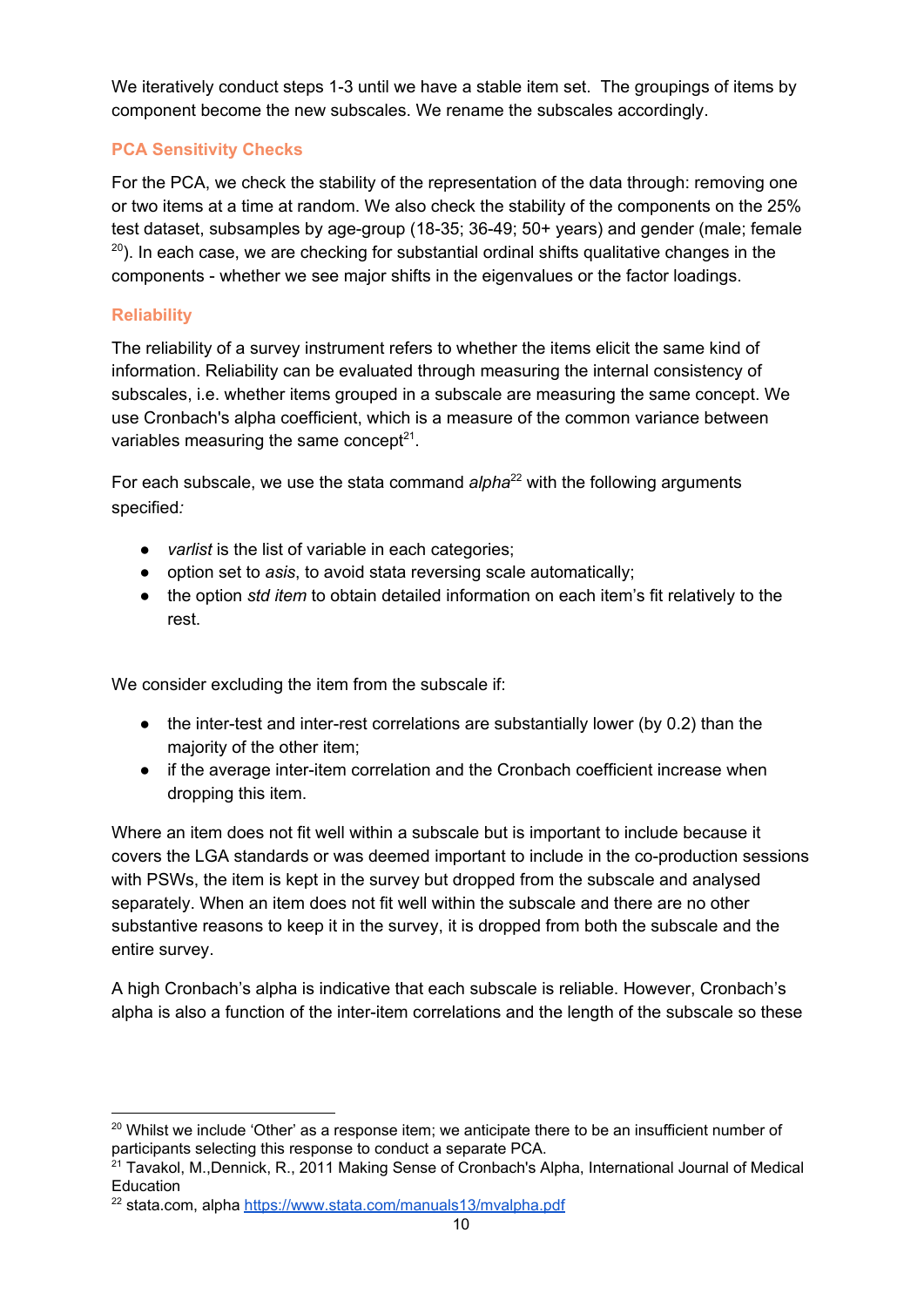We iteratively conduct steps 1-3 until we have a stable item set. The groupings of items by component become the new subscales. We rename the subscales accordingly.

### PCA Sensitivity Checks

For the PCA, we check the stability of the representation of the data through: removing one or two items at a time at random. We also check the stability of the components on the 25% test dataset, subsamples by age-group (18-35; 36-49; 50+ years) and gender (male; female [20]). In each case, we are checking for substantial ordinal shifts qualitative changes in the components - whether we see major shifts in the eigenvalues or the factor loadings.

### Reliability

The reliability of a survey instrument refers to whether the items elicit the same kind of information. Reliability can be evaluated through measuring the internal consistency of subscales, i.e. whether items grouped in a subscale are measuring the same concept. We use Cronbach's alpha coefficient, which is a measure of the common variance between variables measuring the same concept[21].

For each subscale, we use the stata command *alpha*[22] with the following arguments specified*:*

- *varlist* is the list of variable in each categories;
- option set to *asis*, to avoid stata reversing scale automatically;
- the option *std item* to obtain detailed information on each item's fit relatively to the rest.

We consider excluding the item from the subscale if:

- the inter-test and inter-rest correlations are substantially lower (by 0.2) than the majority of the other item;
- if the average inter-item correlation and the Cronbach coefficient increase when dropping this item.

Where an item does not fit well within a subscale but is important to include because it covers the LGA standards or was deemed important to include in the co-production sessions with PSWs, the item is kept in the survey but dropped from the subscale and analysed separately. When an item does not fit well within the subscale and there are no other substantive reasons to keep it in the survey, it is dropped from both the subscale and the entire survey.

A high Cronbach's alpha is indicative that each subscale is reliable. However, Cronbach's alpha is also a function of the inter-item correlations and the length of the subscale so these

---

[20] Whilst we include 'Other' as a response item; we anticipate there to be an insufficient number of participants selecting this response to conduct a separate PCA.

[21] Tavakol, M.,Dennick, R., 2011 Making Sense of Cronbach's Alpha, International Journal of Medical Education

[22] stata.com, alpha https://www.stata.com/manuals13/mvalpha.pdf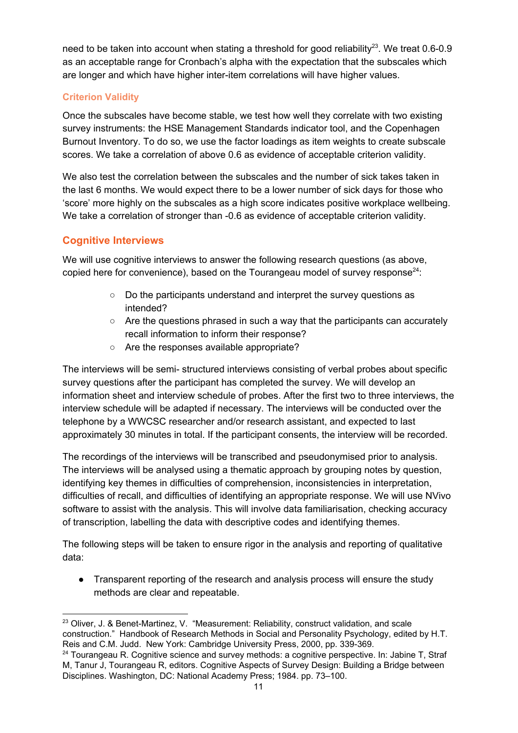need to be taken into account when stating a threshold for good reliability[23]. We treat 0.6-0.9 as an acceptable range for Cronbach's alpha with the expectation that the subscales which are longer and which have higher inter-item correlations will have higher values.

### Criterion Validity

Once the subscales have become stable, we test how well they correlate with two existing survey instruments: the HSE Management Standards indicator tool, and the Copenhagen Burnout Inventory. To do so, we use the factor loadings as item weights to create subscale scores. We take a correlation of above 0.6 as evidence of acceptable criterion validity.

We also test the correlation between the subscales and the number of sick takes taken in the last 6 months. We would expect there to be a lower number of sick days for those who 'score' more highly on the subscales as a high score indicates positive workplace wellbeing. We take a correlation of stronger than -0.6 as evidence of acceptable criterion validity.

## Cognitive Interviews

We will use cognitive interviews to answer the following research questions (as above, copied here for convenience), based on the Tourangeau model of survey response[24]:

- Do the participants understand and interpret the survey questions as intended?
- Are the questions phrased in such a way that the participants can accurately recall information to inform their response?
- Are the responses available appropriate?

The interviews will be semi- structured interviews consisting of verbal probes about specific survey questions after the participant has completed the survey. We will develop an information sheet and interview schedule of probes. After the first two to three interviews, the interview schedule will be adapted if necessary. The interviews will be conducted over the telephone by a WWCSC researcher and/or research assistant, and expected to last approximately 30 minutes in total. If the participant consents, the interview will be recorded.

The recordings of the interviews will be transcribed and pseudonymised prior to analysis. The interviews will be analysed using a thematic approach by grouping notes by question, identifying key themes in difficulties of comprehension, inconsistencies in interpretation, difficulties of recall, and difficulties of identifying an appropriate response. We will use NVivo software to assist with the analysis. This will involve data familiarisation, checking accuracy of transcription, labelling the data with descriptive codes and identifying themes.

The following steps will be taken to ensure rigor in the analysis and reporting of qualitative data:

- Transparent reporting of the research and analysis process will ensure the study methods are clear and repeatable.

---

[23] Oliver, J. & Benet-Martinez, V. "Measurement: Reliability, construct validation, and scale construction." Handbook of Research Methods in Social and Personality Psychology, edited by H.T. Reis and C.M. Judd. New York: Cambridge University Press, 2000, pp. 339-369.

[24] Tourangeau R. Cognitive science and survey methods: a cognitive perspective. In: Jabine T, Straf M, Tanur J, Tourangeau R, editors. Cognitive Aspects of Survey Design: Building a Bridge between Disciplines. Washington, DC: National Academy Press; 1984. pp. 73–100.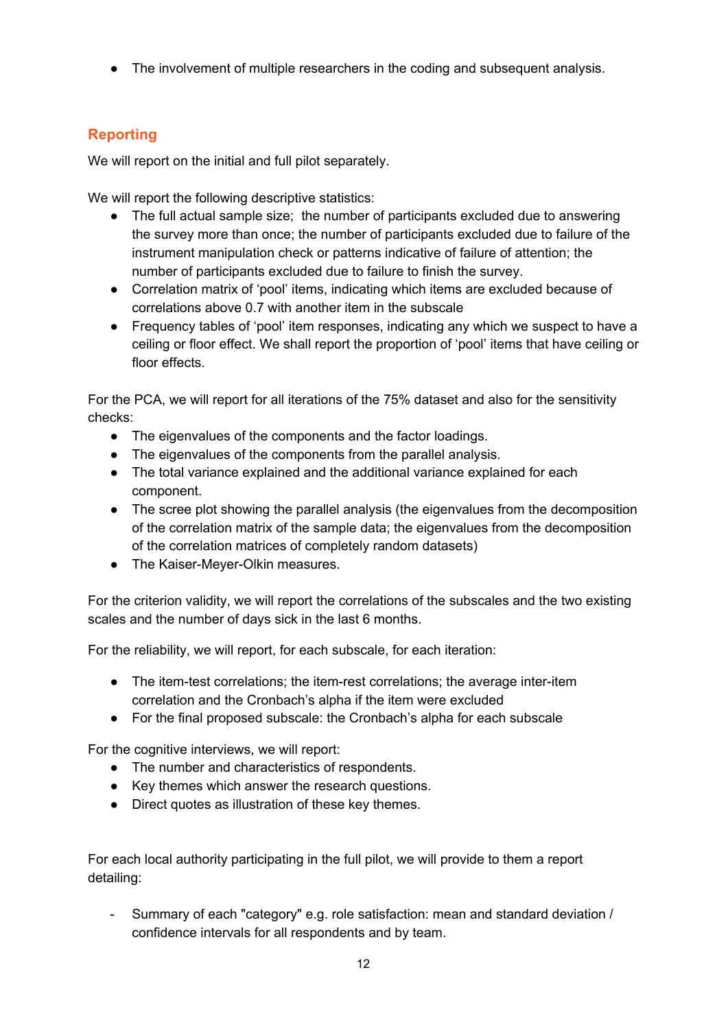- The involvement of multiple researchers in the coding and subsequent analysis.

## Reporting

We will report on the initial and full pilot separately.

We will report the following descriptive statistics:

- The full actual sample size; the number of participants excluded due to answering the survey more than once; the number of participants excluded due to failure of the instrument manipulation check or patterns indicative of failure of attention; the number of participants excluded due to failure to finish the survey.
- Correlation matrix of 'pool' items, indicating which items are excluded because of correlations above 0.7 with another item in the subscale
- Frequency tables of 'pool' item responses, indicating any which we suspect to have a ceiling or floor effect. We shall report the proportion of 'pool' items that have ceiling or floor effects.

For the PCA, we will report for all iterations of the 75% dataset and also for the sensitivity checks:

- The eigenvalues of the components and the factor loadings.
- The eigenvalues of the components from the parallel analysis.
- The total variance explained and the additional variance explained for each component.
- The scree plot showing the parallel analysis (the eigenvalues from the decomposition of the correlation matrix of the sample data; the eigenvalues from the decomposition of the correlation matrices of completely random datasets)
- The Kaiser-Meyer-Olkin measures.

For the criterion validity, we will report the correlations of the subscales and the two existing scales and the number of days sick in the last 6 months.

For the reliability, we will report, for each subscale, for each iteration:

- The item-test correlations; the item-rest correlations; the average inter-item correlation and the Cronbach's alpha if the item were excluded
- For the final proposed subscale: the Cronbach's alpha for each subscale

For the cognitive interviews, we will report:

- The number and characteristics of respondents.
- Key themes which answer the research questions.
- Direct quotes as illustration of these key themes.

For each local authority participating in the full pilot, we will provide to them a report detailing:

- Summary of each "category" e.g. role satisfaction: mean and standard deviation / confidence intervals for all respondents and by team.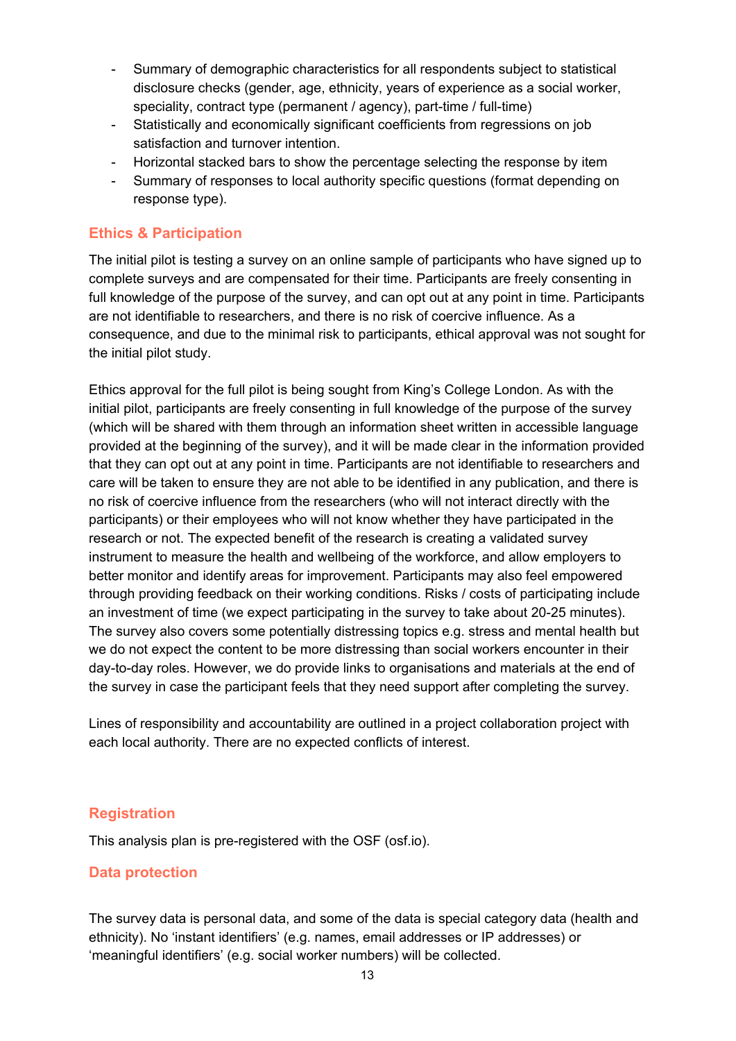- Summary of demographic characteristics for all respondents subject to statistical disclosure checks (gender, age, ethnicity, years of experience as a social worker, speciality, contract type (permanent / agency), part-time / full-time)
- Statistically and economically significant coefficients from regressions on job satisfaction and turnover intention.
- Horizontal stacked bars to show the percentage selecting the response by item
- Summary of responses to local authority specific questions (format depending on response type).

## Ethics & Participation

The initial pilot is testing a survey on an online sample of participants who have signed up to complete surveys and are compensated for their time. Participants are freely consenting in full knowledge of the purpose of the survey, and can opt out at any point in time. Participants are not identifiable to researchers, and there is no risk of coercive influence. As a consequence, and due to the minimal risk to participants, ethical approval was not sought for the initial pilot study.

Ethics approval for the full pilot is being sought from King's College London. As with the initial pilot, participants are freely consenting in full knowledge of the purpose of the survey (which will be shared with them through an information sheet written in accessible language provided at the beginning of the survey), and it will be made clear in the information provided that they can opt out at any point in time. Participants are not identifiable to researchers and care will be taken to ensure they are not able to be identified in any publication, and there is no risk of coercive influence from the researchers (who will not interact directly with the participants) or their employees who will not know whether they have participated in the research or not. The expected benefit of the research is creating a validated survey instrument to measure the health and wellbeing of the workforce, and allow employers to better monitor and identify areas for improvement. Participants may also feel empowered through providing feedback on their working conditions. Risks / costs of participating include an investment of time (we expect participating in the survey to take about 20-25 minutes). The survey also covers some potentially distressing topics e.g. stress and mental health but we do not expect the content to be more distressing than social workers encounter in their day-to-day roles. However, we do provide links to organisations and materials at the end of the survey in case the participant feels that they need support after completing the survey.

Lines of responsibility and accountability are outlined in a project collaboration project with each local authority. There are no expected conflicts of interest.

## Registration

This analysis plan is pre-registered with the OSF (osf.io).

## Data protection

The survey data is personal data, and some of the data is special category data (health and ethnicity). No 'instant identifiers' (e.g. names, email addresses or IP addresses) or 'meaningful identifiers' (e.g. social worker numbers) will be collected.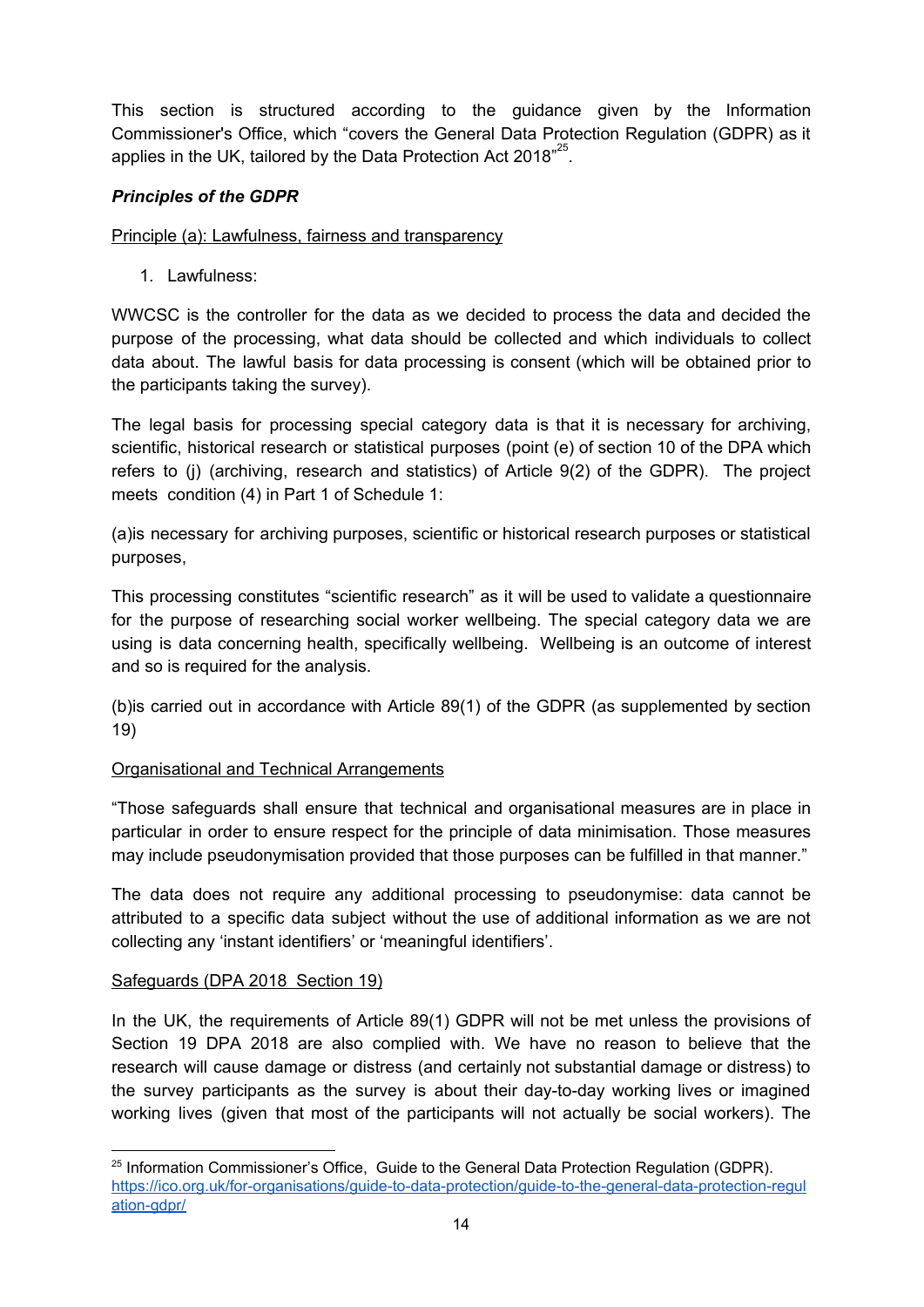This section is structured according to the guidance given by the Information Commissioner's Office, which "covers the General Data Protection Regulation (GDPR) as it applies in the UK, tailored by the Data Protection Act 2018"[25].

***Principles of the GDPR***

Principle (a): Lawfulness, fairness and transparency

1. Lawfulness:

WWCSC is the controller for the data as we decided to process the data and decided the purpose of the processing, what data should be collected and which individuals to collect data about. The lawful basis for data processing is consent (which will be obtained prior to the participants taking the survey).

The legal basis for processing special category data is that it is necessary for archiving, scientific, historical research or statistical purposes (point (e) of section 10 of the DPA which refers to (j) (archiving, research and statistics) of Article 9(2) of the GDPR). The project meets condition (4) in Part 1 of Schedule 1:

(a)is necessary for archiving purposes, scientific or historical research purposes or statistical purposes,

This processing constitutes "scientific research" as it will be used to validate a questionnaire for the purpose of researching social worker wellbeing. The special category data we are using is data concerning health, specifically wellbeing. Wellbeing is an outcome of interest and so is required for the analysis.

(b)is carried out in accordance with Article 89(1) of the GDPR (as supplemented by section 19)

Organisational and Technical Arrangements

"Those safeguards shall ensure that technical and organisational measures are in place in particular in order to ensure respect for the principle of data minimisation. Those measures may include pseudonymisation provided that those purposes can be fulfilled in that manner."

The data does not require any additional processing to pseudonymise: data cannot be attributed to a specific data subject without the use of additional information as we are not collecting any 'instant identifiers' or 'meaningful identifiers'.

Safeguards (DPA 2018 Section 19)

In the UK, the requirements of Article 89(1) GDPR will not be met unless the provisions of Section 19 DPA 2018 are also complied with. We have no reason to believe that the research will cause damage or distress (and certainly not substantial damage or distress) to the survey participants as the survey is about their day-to-day working lives or imagined working lives (given that most of the participants will not actually be social workers). The

[25] Information Commissioner's Office, Guide to the General Data Protection Regulation (GDPR). https://ico.org.uk/for-organisations/guide-to-data-protection/guide-to-the-general-data-protection-regulation-gdpr/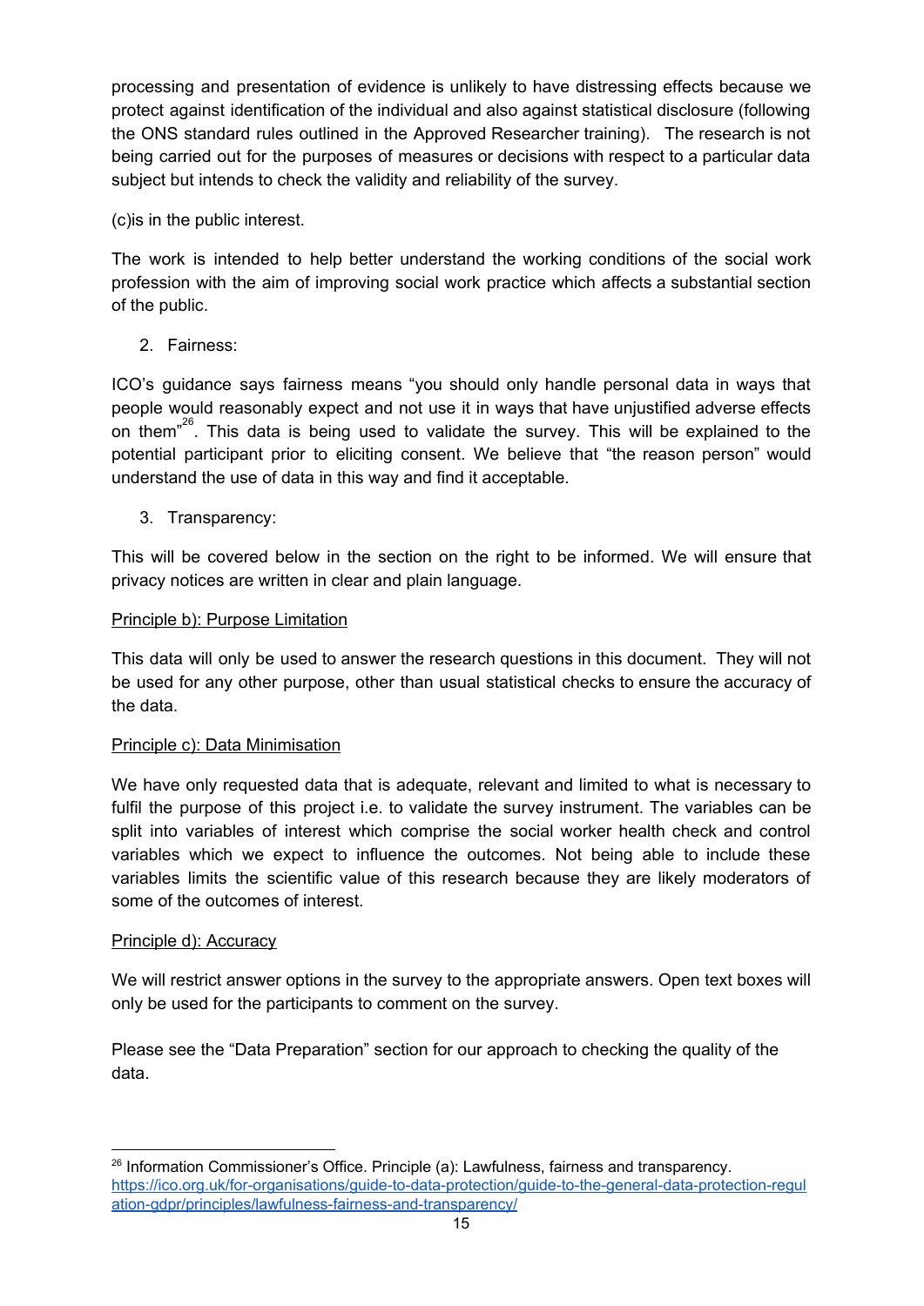processing and presentation of evidence is unlikely to have distressing effects because we protect against identification of the individual and also against statistical disclosure (following the ONS standard rules outlined in the Approved Researcher training). The research is not being carried out for the purposes of measures or decisions with respect to a particular data subject but intends to check the validity and reliability of the survey.

(c)is in the public interest.

The work is intended to help better understand the working conditions of the social work profession with the aim of improving social work practice which affects a substantial section of the public.

2. Fairness:

ICO's guidance says fairness means "you should only handle personal data in ways that people would reasonably expect and not use it in ways that have unjustified adverse effects on them"[26]. This data is being used to validate the survey. This will be explained to the potential participant prior to eliciting consent. We believe that "the reason person" would understand the use of data in this way and find it acceptable.

3. Transparency:

This will be covered below in the section on the right to be informed. We will ensure that privacy notices are written in clear and plain language.

<u>Principle b): Purpose Limitation</u>

This data will only be used to answer the research questions in this document. They will not be used for any other purpose, other than usual statistical checks to ensure the accuracy of the data.

<u>Principle c): Data Minimisation</u>

We have only requested data that is adequate, relevant and limited to what is necessary to fulfil the purpose of this project i.e. to validate the survey instrument. The variables can be split into variables of interest which comprise the social worker health check and control variables which we expect to influence the outcomes. Not being able to include these variables limits the scientific value of this research because they are likely moderators of some of the outcomes of interest.

<u>Principle d): Accuracy</u>

We will restrict answer options in the survey to the appropriate answers. Open text boxes will only be used for the participants to comment on the survey.

Please see the "Data Preparation" section for our approach to checking the quality of the data.

---

[26] Information Commissioner's Office. Principle (a): Lawfulness, fairness and transparency. https://ico.org.uk/for-organisations/guide-to-data-protection/guide-to-the-general-data-protection-regulation-gdpr/principles/lawfulness-fairness-and-transparency/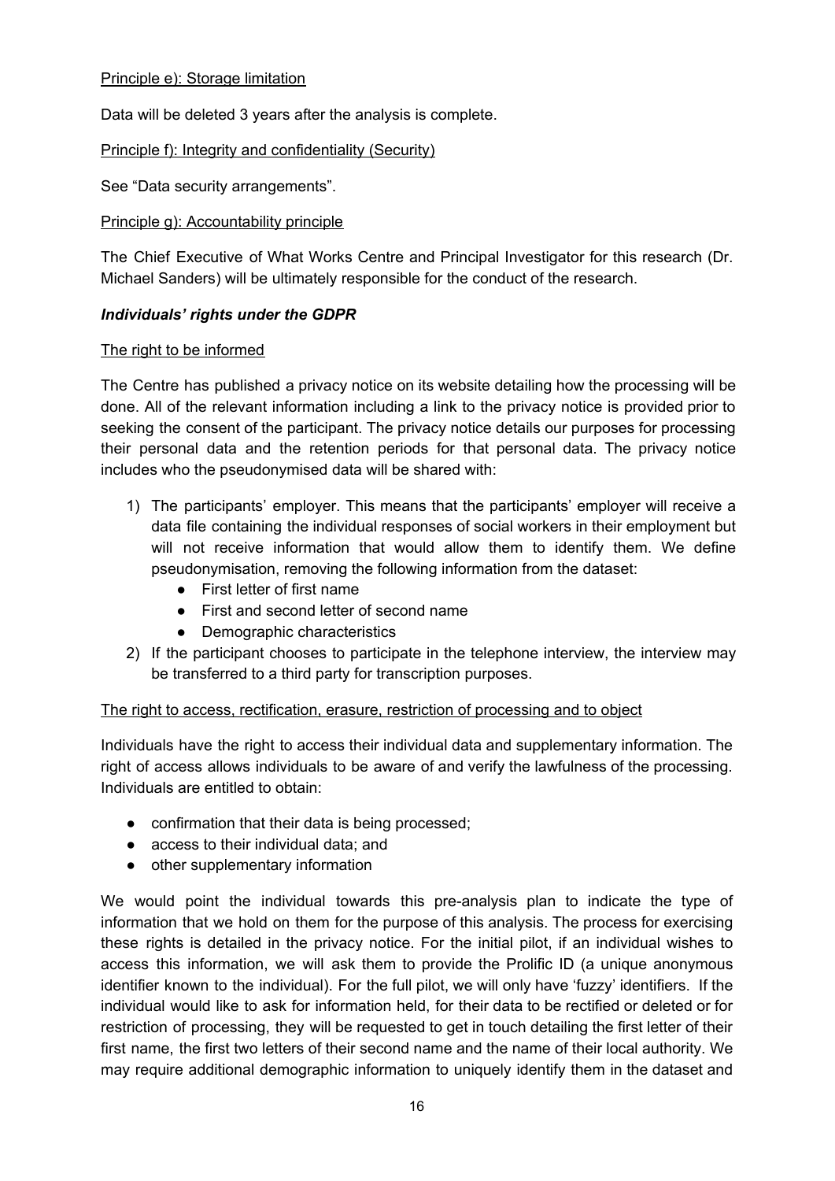Principle e): Storage limitation

Data will be deleted 3 years after the analysis is complete.

Principle f): Integrity and confidentiality (Security)

See "Data security arrangements".

Principle g): Accountability principle

The Chief Executive of What Works Centre and Principal Investigator for this research (Dr. Michael Sanders) will be ultimately responsible for the conduct of the research.

### *Individuals' rights under the GDPR*

The right to be informed

The Centre has published a privacy notice on its website detailing how the processing will be done. All of the relevant information including a link to the privacy notice is provided prior to seeking the consent of the participant. The privacy notice details our purposes for processing their personal data and the retention periods for that personal data. The privacy notice includes who the pseudonymised data will be shared with:

1) The participants' employer. This means that the participants' employer will receive a data file containing the individual responses of social workers in their employment but will not receive information that would allow them to identify them. We define pseudonymisation, removing the following information from the dataset:
   - First letter of first name
   - First and second letter of second name
   - Demographic characteristics
2) If the participant chooses to participate in the telephone interview, the interview may be transferred to a third party for transcription purposes.

The right to access, rectification, erasure, restriction of processing and to object

Individuals have the right to access their individual data and supplementary information. The right of access allows individuals to be aware of and verify the lawfulness of the processing. Individuals are entitled to obtain:

- confirmation that their data is being processed;
- access to their individual data; and
- other supplementary information

We would point the individual towards this pre-analysis plan to indicate the type of information that we hold on them for the purpose of this analysis. The process for exercising these rights is detailed in the privacy notice. For the initial pilot, if an individual wishes to access this information, we will ask them to provide the Prolific ID (a unique anonymous identifier known to the individual). For the full pilot, we will only have 'fuzzy' identifiers. If the individual would like to ask for information held, for their data to be rectified or deleted or for restriction of processing, they will be requested to get in touch detailing the first letter of their first name, the first two letters of their second name and the name of their local authority. We may require additional demographic information to uniquely identify them in the dataset and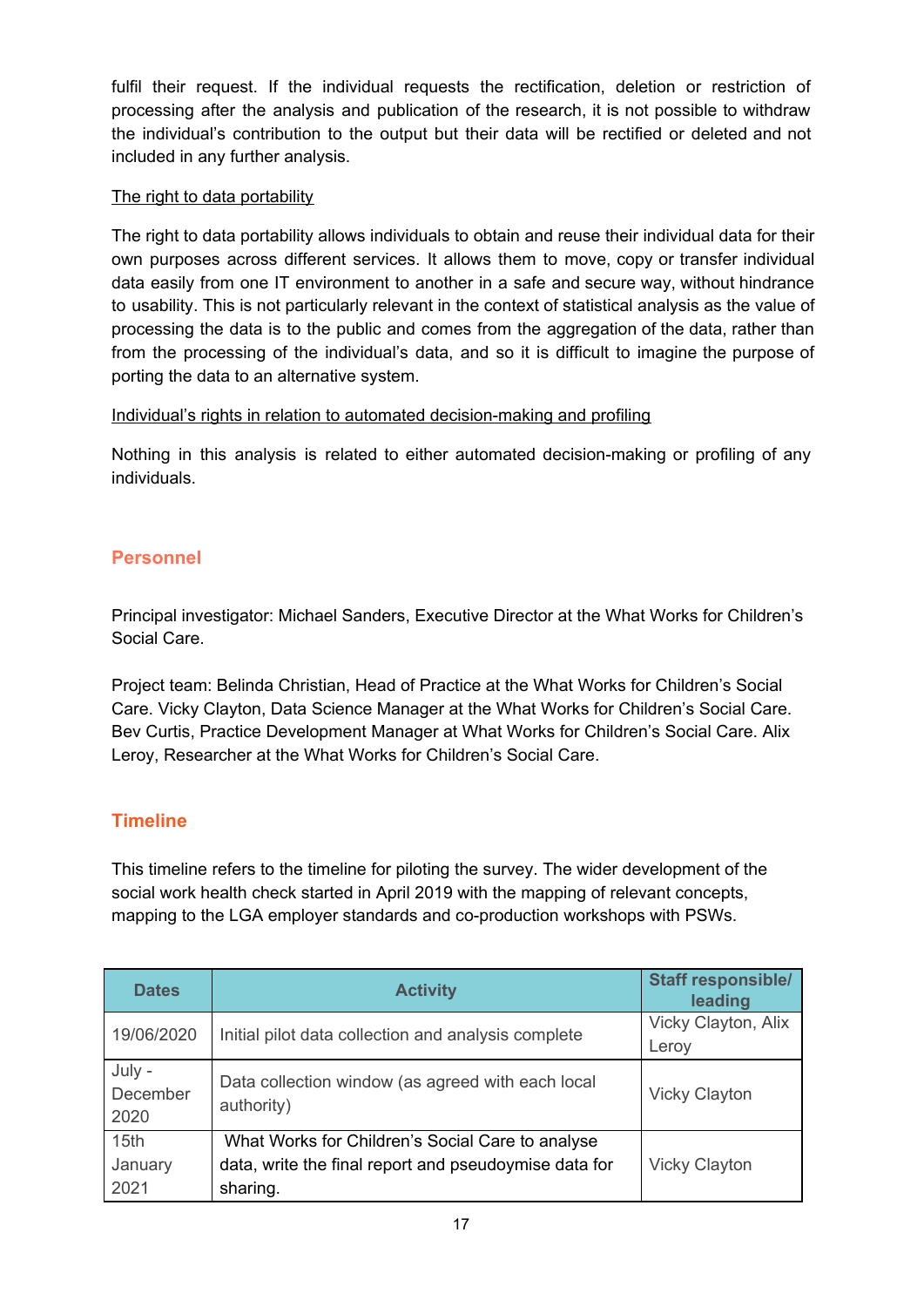fulfil their request. If the individual requests the rectification, deletion or restriction of processing after the analysis and publication of the research, it is not possible to withdraw the individual's contribution to the output but their data will be rectified or deleted and not included in any further analysis.

<u>The right to data portability</u>

The right to data portability allows individuals to obtain and reuse their individual data for their own purposes across different services. It allows them to move, copy or transfer individual data easily from one IT environment to another in a safe and secure way, without hindrance to usability. This is not particularly relevant in the context of statistical analysis as the value of processing the data is to the public and comes from the aggregation of the data, rather than from the processing of the individual's data, and so it is difficult to imagine the purpose of porting the data to an alternative system.

<u>Individual's rights in relation to automated decision-making and profiling</u>

Nothing in this analysis is related to either automated decision-making or profiling of any individuals.

## Personnel

Principal investigator: Michael Sanders, Executive Director at the What Works for Children's Social Care.

Project team: Belinda Christian, Head of Practice at the What Works for Children's Social Care. Vicky Clayton, Data Science Manager at the What Works for Children's Social Care. Bev Curtis, Practice Development Manager at What Works for Children's Social Care. Alix Leroy, Researcher at the What Works for Children's Social Care.

## Timeline

This timeline refers to the timeline for piloting the survey. The wider development of the social work health check started in April 2019 with the mapping of relevant concepts, mapping to the LGA employer standards and co-production workshops with PSWs.

| Dates | Activity | Staff responsible/ leading |
|---|---|---|
| 19/06/2020 | Initial pilot data collection and analysis complete | Vicky Clayton, Alix Leroy |
| July - December 2020 | Data collection window (as agreed with each local authority) | Vicky Clayton |
| 15th January 2021 | What Works for Children's Social Care to analyse data, write the final report and pseudoymise data for sharing. | Vicky Clayton |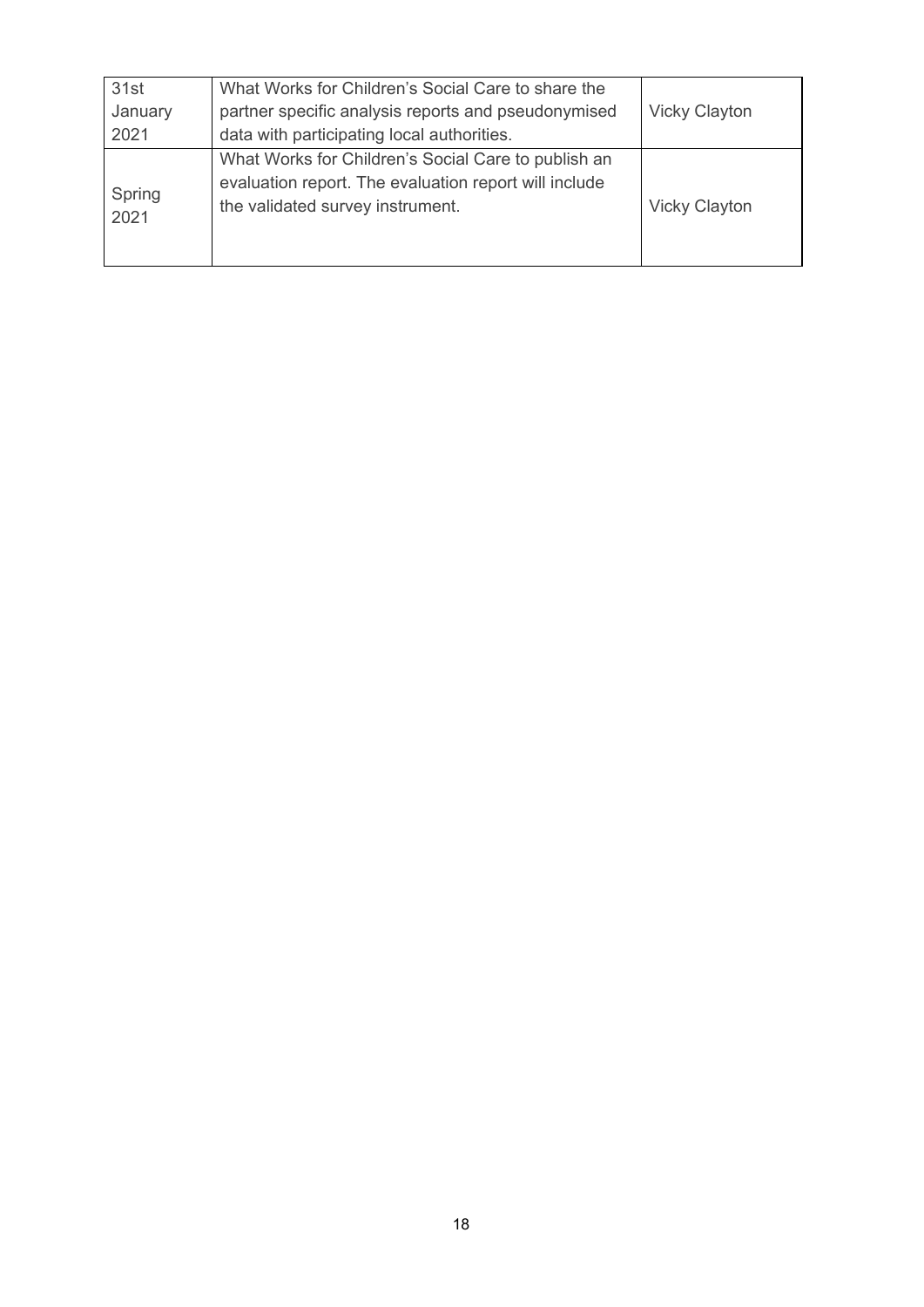| | | |
|---|---|---|
| 31st January 2021 | What Works for Children's Social Care to share the partner specific analysis reports and pseudonymised data with participating local authorities. | Vicky Clayton |
| Spring 2021 | What Works for Children's Social Care to publish an evaluation report. The evaluation report will include the validated survey instrument. | Vicky Clayton |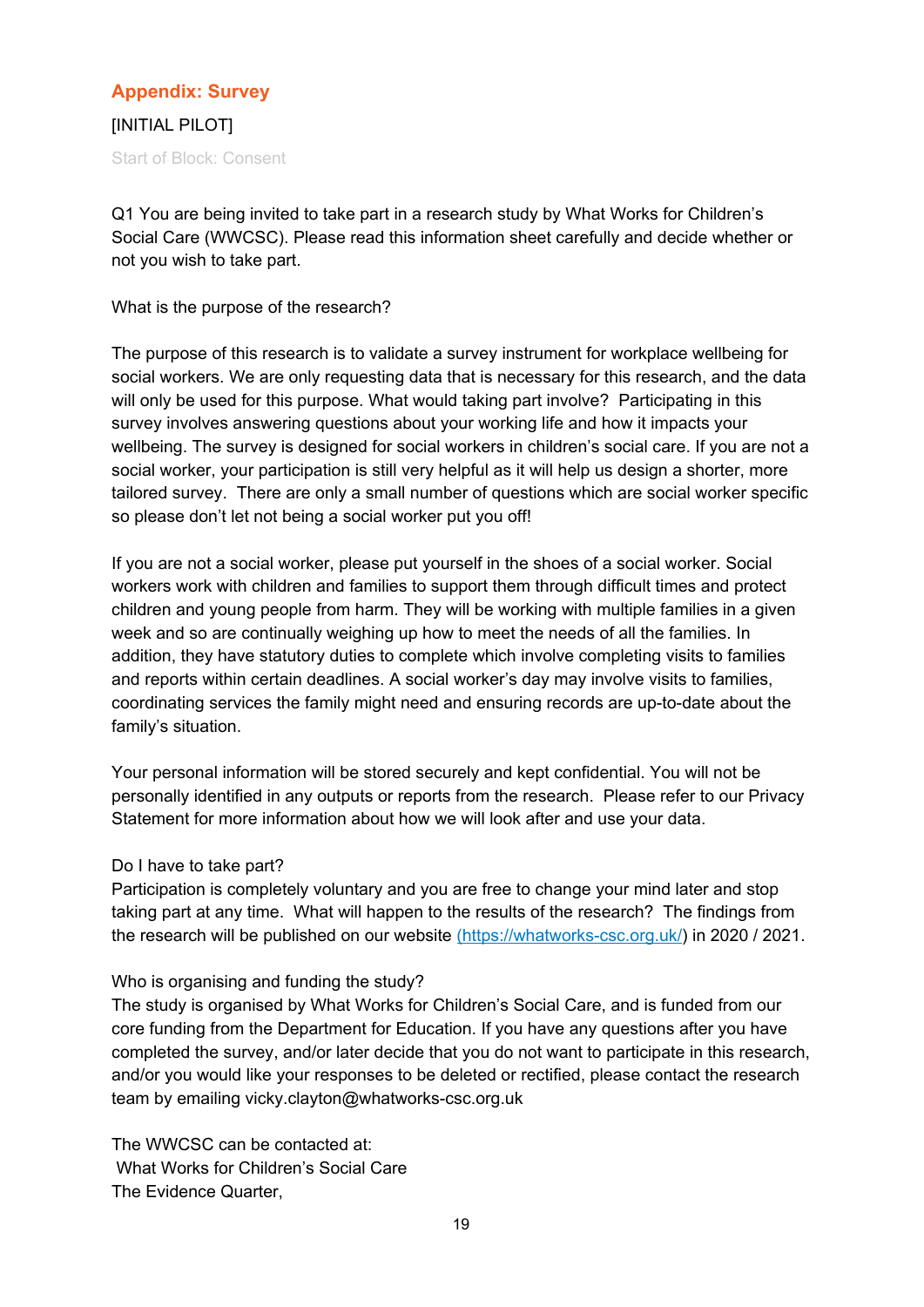## Appendix: Survey

[INITIAL PILOT]

Start of Block: Consent

Q1 You are being invited to take part in a research study by What Works for Children's Social Care (WWCSC). Please read this information sheet carefully and decide whether or not you wish to take part.

What is the purpose of the research?

The purpose of this research is to validate a survey instrument for workplace wellbeing for social workers. We are only requesting data that is necessary for this research, and the data will only be used for this purpose. What would taking part involve? Participating in this survey involves answering questions about your working life and how it impacts your wellbeing. The survey is designed for social workers in children's social care. If you are not a social worker, your participation is still very helpful as it will help us design a shorter, more tailored survey. There are only a small number of questions which are social worker specific so please don't let not being a social worker put you off!

If you are not a social worker, please put yourself in the shoes of a social worker. Social workers work with children and families to support them through difficult times and protect children and young people from harm. They will be working with multiple families in a given week and so are continually weighing up how to meet the needs of all the families. In addition, they have statutory duties to complete which involve completing visits to families and reports within certain deadlines. A social worker's day may involve visits to families, coordinating services the family might need and ensuring records are up-to-date about the family's situation.

Your personal information will be stored securely and kept confidential. You will not be personally identified in any outputs or reports from the research. Please refer to our Privacy Statement for more information about how we will look after and use your data.

Do I have to take part?
Participation is completely voluntary and you are free to change your mind later and stop taking part at any time. What will happen to the results of the research? The findings from the research will be published on our website (https://whatworks-csc.org.uk/) in 2020 / 2021.

Who is organising and funding the study?
The study is organised by What Works for Children's Social Care, and is funded from our core funding from the Department for Education. If you have any questions after you have completed the survey, and/or later decide that you do not want to participate in this research, and/or you would like your responses to be deleted or rectified, please contact the research team by emailing vicky.clayton@whatworks-csc.org.uk

The WWCSC can be contacted at:
What Works for Children's Social Care
The Evidence Quarter,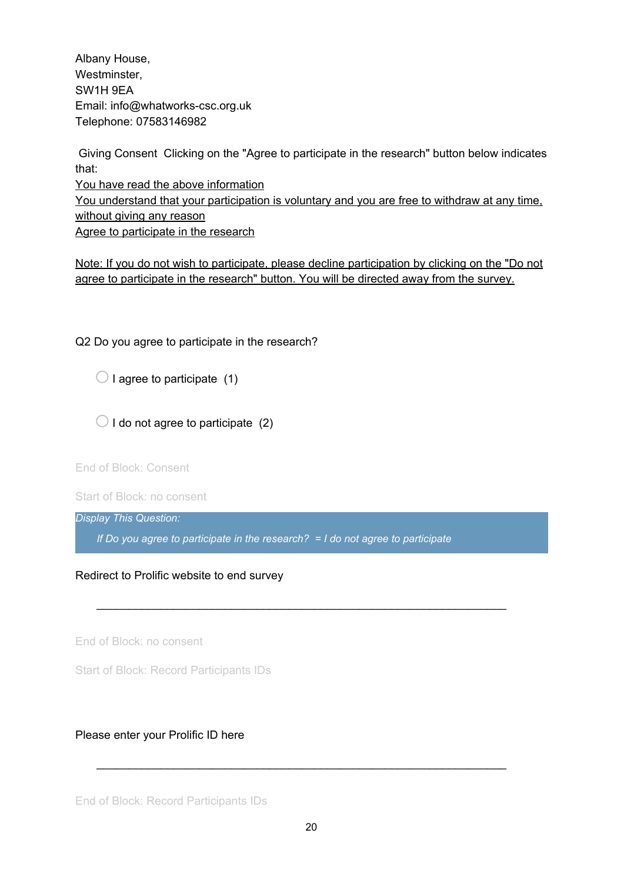Albany House,
Westminster,
SW1H 9EA
Email: info@whatworks-csc.org.uk
Telephone: 07583146982

Giving Consent  Clicking on the "Agree to participate in the research" button below indicates that:
You have read the above information
You understand that your participation is voluntary and you are free to withdraw at any time, without giving any reason
Agree to participate in the research

Note: If you do not wish to participate, please decline participation by clicking on the "Do not agree to participate in the research" button. You will be directed away from the survey.

Q2 Do you agree to participate in the research?

○ I agree to participate  (1)

○ I do not agree to participate  (2)

End of Block: Consent

Start of Block: no consent

*Display This Question:*

*If Do you agree to participate in the research?  = I do not agree to participate*

Redirect to Prolific website to end survey

________________________________________________________________

End of Block: no consent

Start of Block: Record Participants IDs

Please enter your Prolific ID here

________________________________________________________________

End of Block: Record Participants IDs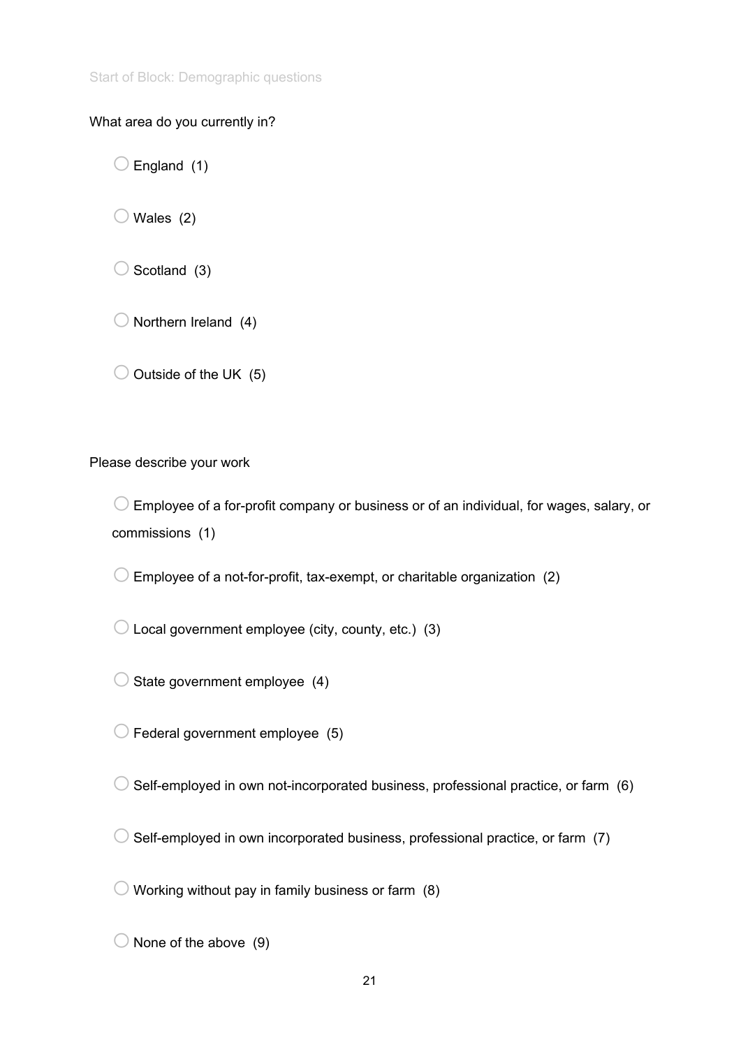Start of Block: Demographic questions

What area do you currently in?

- ○ England (1)
- ○ Wales (2)
- ○ Scotland (3)
- ○ Northern Ireland (4)
- ○ Outside of the UK (5)

Please describe your work

- ○ Employee of a for-profit company or business or of an individual, for wages, salary, or commissions (1)
- ○ Employee of a not-for-profit, tax-exempt, or charitable organization (2)
- ○ Local government employee (city, county, etc.) (3)
- ○ State government employee (4)
- ○ Federal government employee (5)
- ○ Self-employed in own not-incorporated business, professional practice, or farm (6)
- ○ Self-employed in own incorporated business, professional practice, or farm (7)
- ○ Working without pay in family business or farm (8)
- ○ None of the above (9)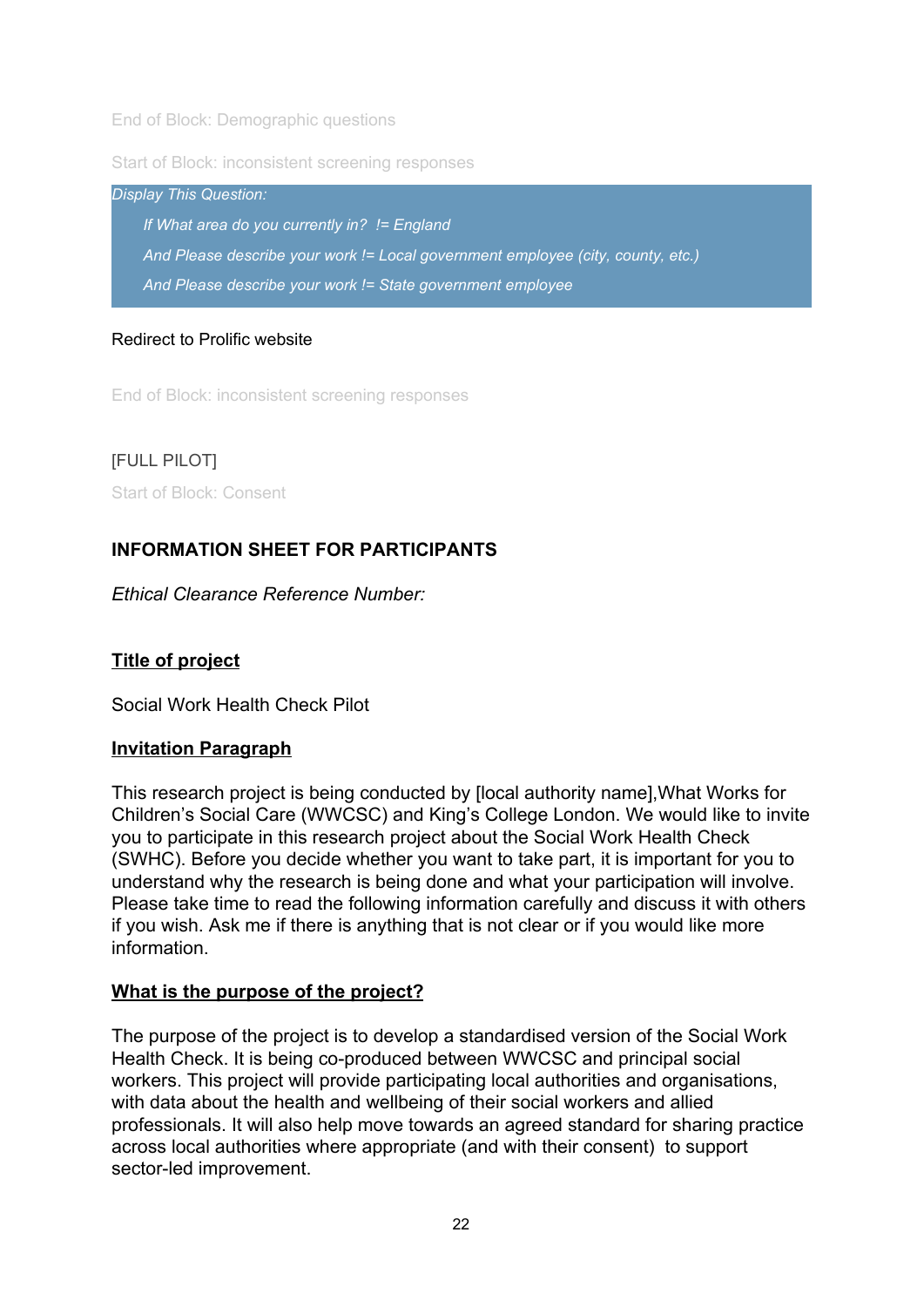End of Block: Demographic questions

Start of Block: inconsistent screening responses

*Display This Question:*

*If What area do you currently in? != England*

*And Please describe your work != Local government employee (city, county, etc.)*

*And Please describe your work != State government employee*

Redirect to Prolific website

End of Block: inconsistent screening responses

[FULL PILOT]

Start of Block: Consent

**INFORMATION SHEET FOR PARTICIPANTS**

*Ethical Clearance Reference Number:*

**Title of project**

Social Work Health Check Pilot

**Invitation Paragraph**

This research project is being conducted by [local authority name],What Works for Children's Social Care (WWCSC) and King's College London. We would like to invite you to participate in this research project about the Social Work Health Check (SWHC). Before you decide whether you want to take part, it is important for you to understand why the research is being done and what your participation will involve. Please take time to read the following information carefully and discuss it with others if you wish. Ask me if there is anything that is not clear or if you would like more information.

**What is the purpose of the project?**

The purpose of the project is to develop a standardised version of the Social Work Health Check. It is being co-produced between WWCSC and principal social workers. This project will provide participating local authorities and organisations, with data about the health and wellbeing of their social workers and allied professionals. It will also help move towards an agreed standard for sharing practice across local authorities where appropriate (and with their consent) to support sector-led improvement.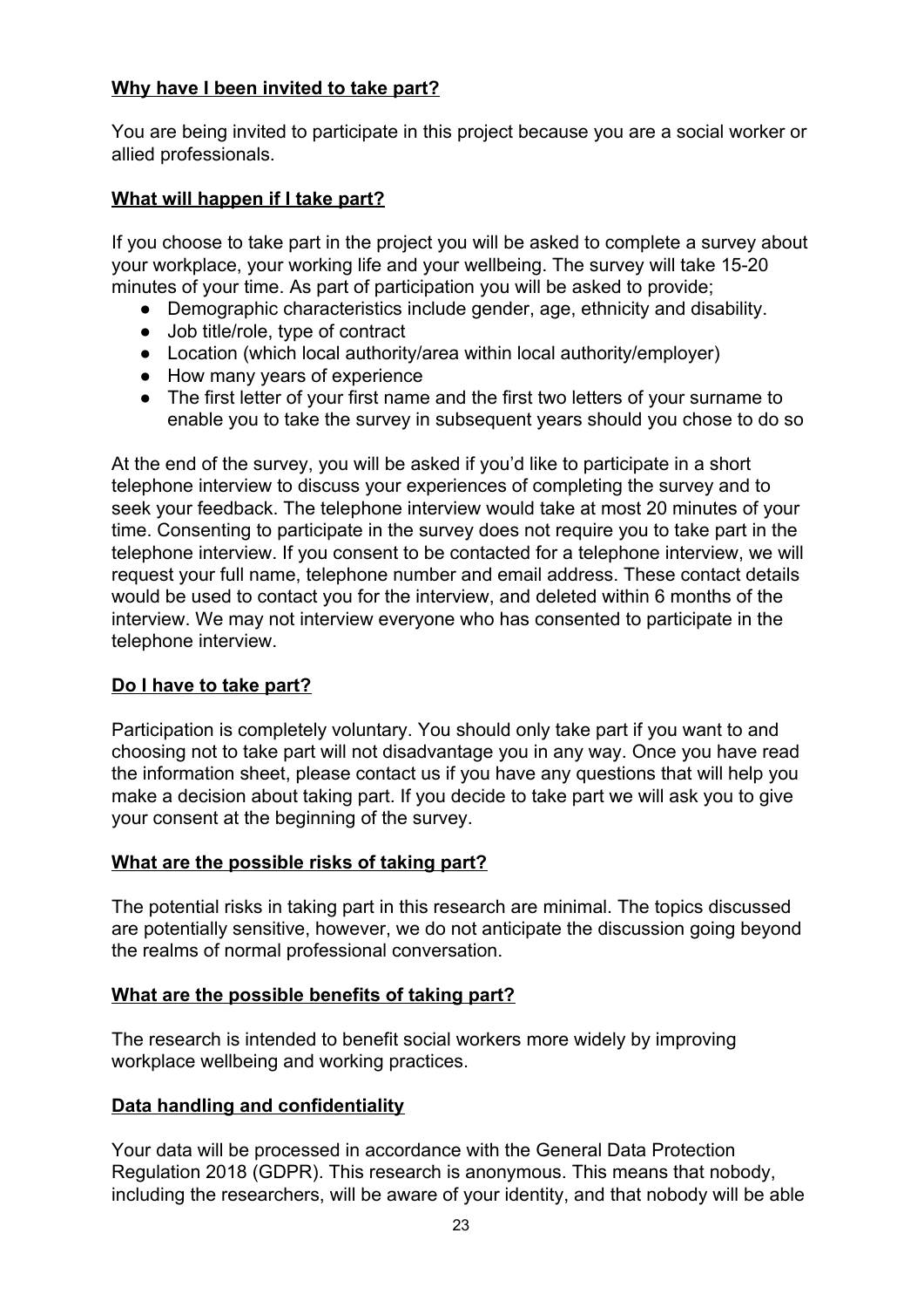**Why have I been invited to take part?**

You are being invited to participate in this project because you are a social worker or allied professionals.

**What will happen if I take part?**

If you choose to take part in the project you will be asked to complete a survey about your workplace, your working life and your wellbeing. The survey will take 15-20 minutes of your time. As part of participation you will be asked to provide;

- Demographic characteristics include gender, age, ethnicity and disability.
- Job title/role, type of contract
- Location (which local authority/area within local authority/employer)
- How many years of experience
- The first letter of your first name and the first two letters of your surname to enable you to take the survey in subsequent years should you chose to do so

At the end of the survey, you will be asked if you'd like to participate in a short telephone interview to discuss your experiences of completing the survey and to seek your feedback. The telephone interview would take at most 20 minutes of your time. Consenting to participate in the survey does not require you to take part in the telephone interview. If you consent to be contacted for a telephone interview, we will request your full name, telephone number and email address. These contact details would be used to contact you for the interview, and deleted within 6 months of the interview. We may not interview everyone who has consented to participate in the telephone interview.

**Do I have to take part?**

Participation is completely voluntary. You should only take part if you want to and choosing not to take part will not disadvantage you in any way. Once you have read the information sheet, please contact us if you have any questions that will help you make a decision about taking part. If you decide to take part we will ask you to give your consent at the beginning of the survey.

**What are the possible risks of taking part?**

The potential risks in taking part in this research are minimal. The topics discussed are potentially sensitive, however, we do not anticipate the discussion going beyond the realms of normal professional conversation.

**What are the possible benefits of taking part?**

The research is intended to benefit social workers more widely by improving workplace wellbeing and working practices.

**Data handling and confidentiality**

Your data will be processed in accordance with the General Data Protection Regulation 2018 (GDPR). This research is anonymous. This means that nobody, including the researchers, will be aware of your identity, and that nobody will be able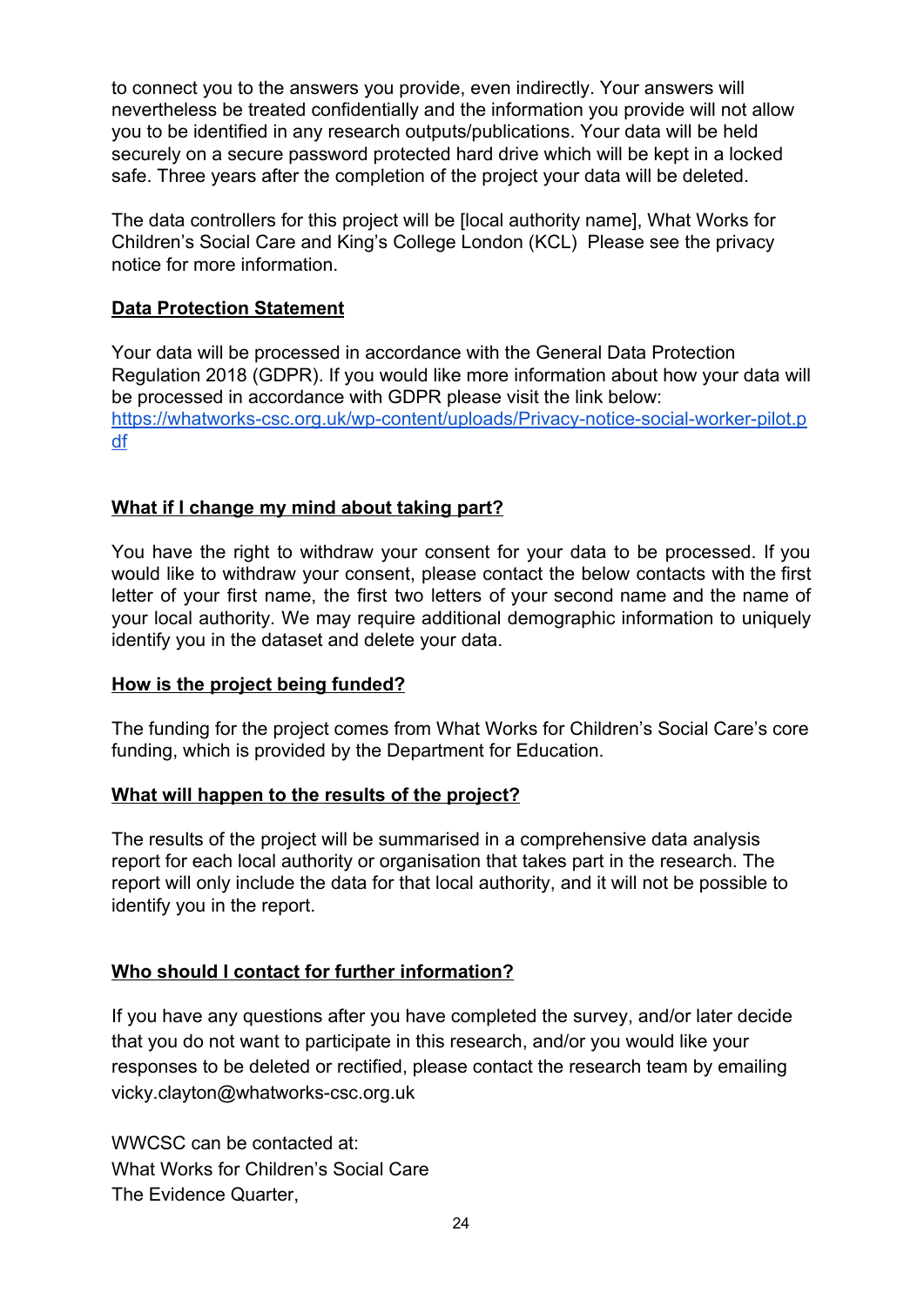to connect you to the answers you provide, even indirectly. Your answers will nevertheless be treated confidentially and the information you provide will not allow you to be identified in any research outputs/publications. Your data will be held securely on a secure password protected hard drive which will be kept in a locked safe. Three years after the completion of the project your data will be deleted.

The data controllers for this project will be [local authority name], What Works for Children's Social Care and King's College London (KCL)  Please see the privacy notice for more information.

**Data Protection Statement**

Your data will be processed in accordance with the General Data Protection Regulation 2018 (GDPR). If you would like more information about how your data will be processed in accordance with GDPR please visit the link below:
[https://whatworks-csc.org.uk/wp-content/uploads/Privacy-notice-social-worker-pilot.pdf](https://whatworks-csc.org.uk/wp-content/uploads/Privacy-notice-social-worker-pilot.pdf)

**What if I change my mind about taking part?**

You have the right to withdraw your consent for your data to be processed. If you would like to withdraw your consent, please contact the below contacts with the first letter of your first name, the first two letters of your second name and the name of your local authority. We may require additional demographic information to uniquely identify you in the dataset and delete your data.

**How is the project being funded?**

The funding for the project comes from What Works for Children's Social Care's core funding, which is provided by the Department for Education.

**What will happen to the results of the project?**

The results of the project will be summarised in a comprehensive data analysis report for each local authority or organisation that takes part in the research. The report will only include the data for that local authority, and it will not be possible to identify you in the report.

**Who should I contact for further information?**

If you have any questions after you have completed the survey, and/or later decide that you do not want to participate in this research, and/or you would like your responses to be deleted or rectified, please contact the research team by emailing vicky.clayton@whatworks-csc.org.uk

WWCSC can be contacted at:
What Works for Children's Social Care
The Evidence Quarter,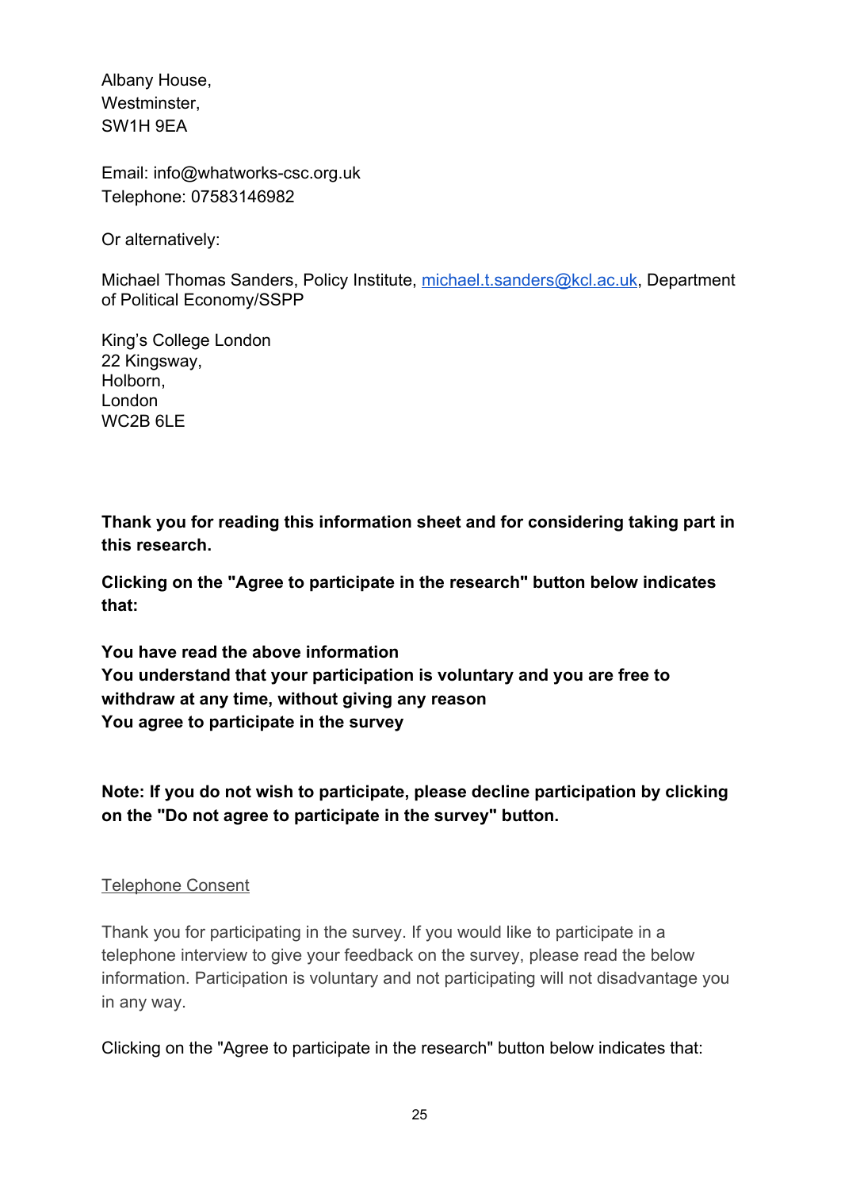Albany House,
Westminster,
SW1H 9EA

Email: info@whatworks-csc.org.uk
Telephone: 07583146982

Or alternatively:

Michael Thomas Sanders, Policy Institute, michael.t.sanders@kcl.ac.uk, Department of Political Economy/SSPP

King's College London
22 Kingsway,
Holborn,
London
WC2B 6LE

**Thank you for reading this information sheet and for considering taking part in this research.**

**Clicking on the "Agree to participate in the research" button below indicates that:**

**You have read the above information**
**You understand that your participation is voluntary and you are free to withdraw at any time, without giving any reason**
**You agree to participate in the survey**

**Note: If you do not wish to participate, please decline participation by clicking on the "Do not agree to participate in the survey" button.**

Telephone Consent

Thank you for participating in the survey. If you would like to participate in a telephone interview to give your feedback on the survey, please read the below information. Participation is voluntary and not participating will not disadvantage you in any way.

Clicking on the "Agree to participate in the research" button below indicates that: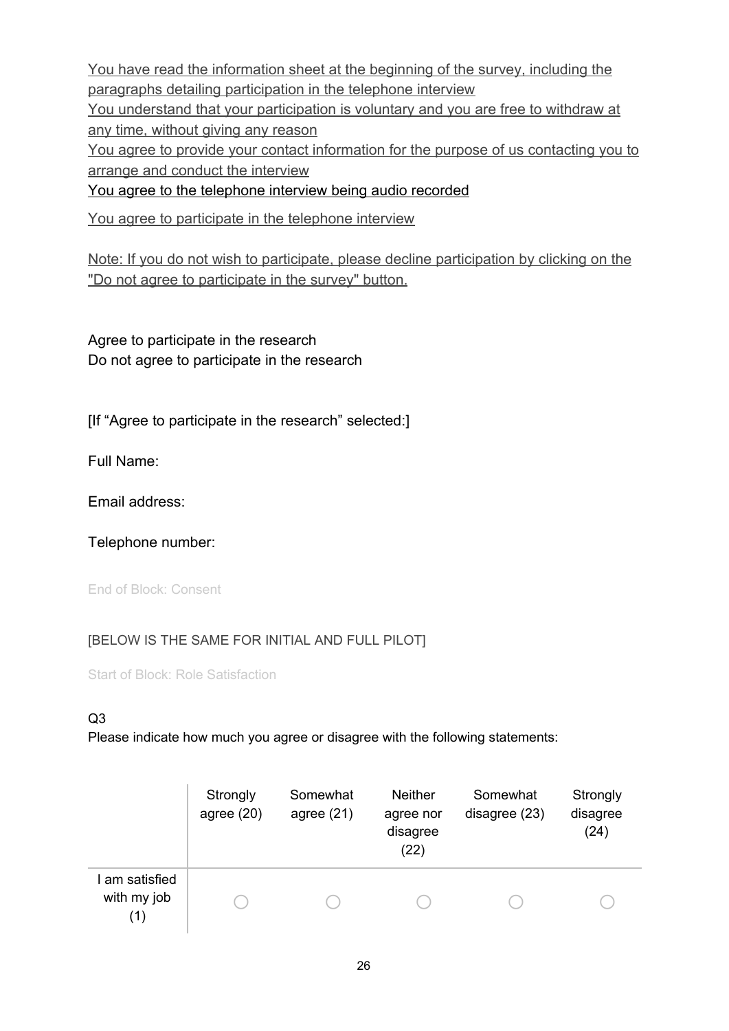You have read the information sheet at the beginning of the survey, including the paragraphs detailing participation in the telephone interview
You understand that your participation is voluntary and you are free to withdraw at any time, without giving any reason
You agree to provide your contact information for the purpose of us contacting you to arrange and conduct the interview
You agree to the telephone interview being audio recorded

You agree to participate in the telephone interview

Note: If you do not wish to participate, please decline participation by clicking on the "Do not agree to participate in the survey" button.

Agree to participate in the research
Do not agree to participate in the research

[If "Agree to participate in the research" selected:]

Full Name:

Email address:

Telephone number:

End of Block: Consent

[BELOW IS THE SAME FOR INITIAL AND FULL PILOT]

Start of Block: Role Satisfaction

Q3
Please indicate how much you agree or disagree with the following statements:

| | Strongly agree (20) | Somewhat agree (21) | Neither agree nor disagree (22) | Somewhat disagree (23) | Strongly disagree (24) |
|---|---|---|---|---|---|
| I am satisfied with my job (1) | ○ | ○ | ○ | ○ | ○ |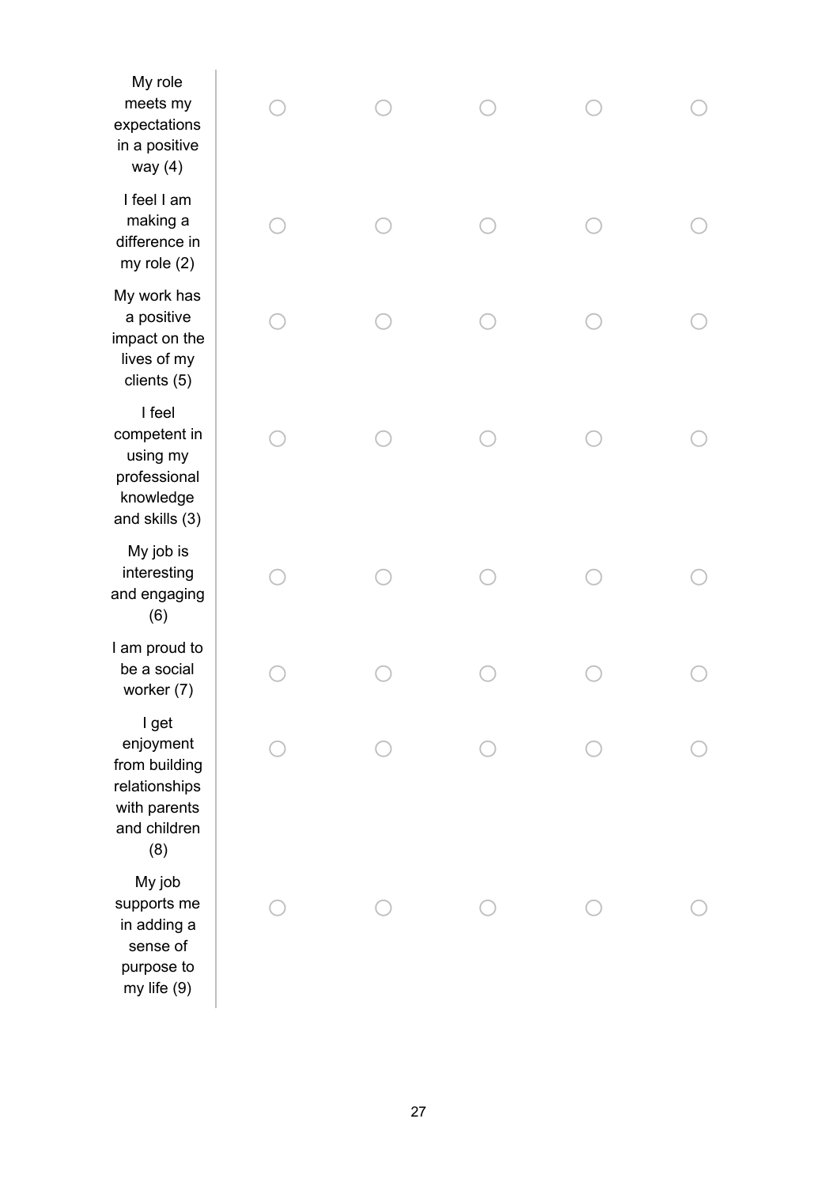| | | | | | |
|---|---|---|---|---|---|
| My role meets my expectations in a positive way (4) | ○ | ○ | ○ | ○ | ○ |
| I feel I am making a difference in my role (2) | ○ | ○ | ○ | ○ | ○ |
| My work has a positive impact on the lives of my clients (5) | ○ | ○ | ○ | ○ | ○ |
| I feel competent in using my professional knowledge and skills (3) | ○ | ○ | ○ | ○ | ○ |
| My job is interesting and engaging (6) | ○ | ○ | ○ | ○ | ○ |
| I am proud to be a social worker (7) | ○ | ○ | ○ | ○ | ○ |
| I get enjoyment from building relationships with parents and children (8) | ○ | ○ | ○ | ○ | ○ |
| My job supports me in adding a sense of purpose to my life (9) | ○ | ○ | ○ | ○ | ○ |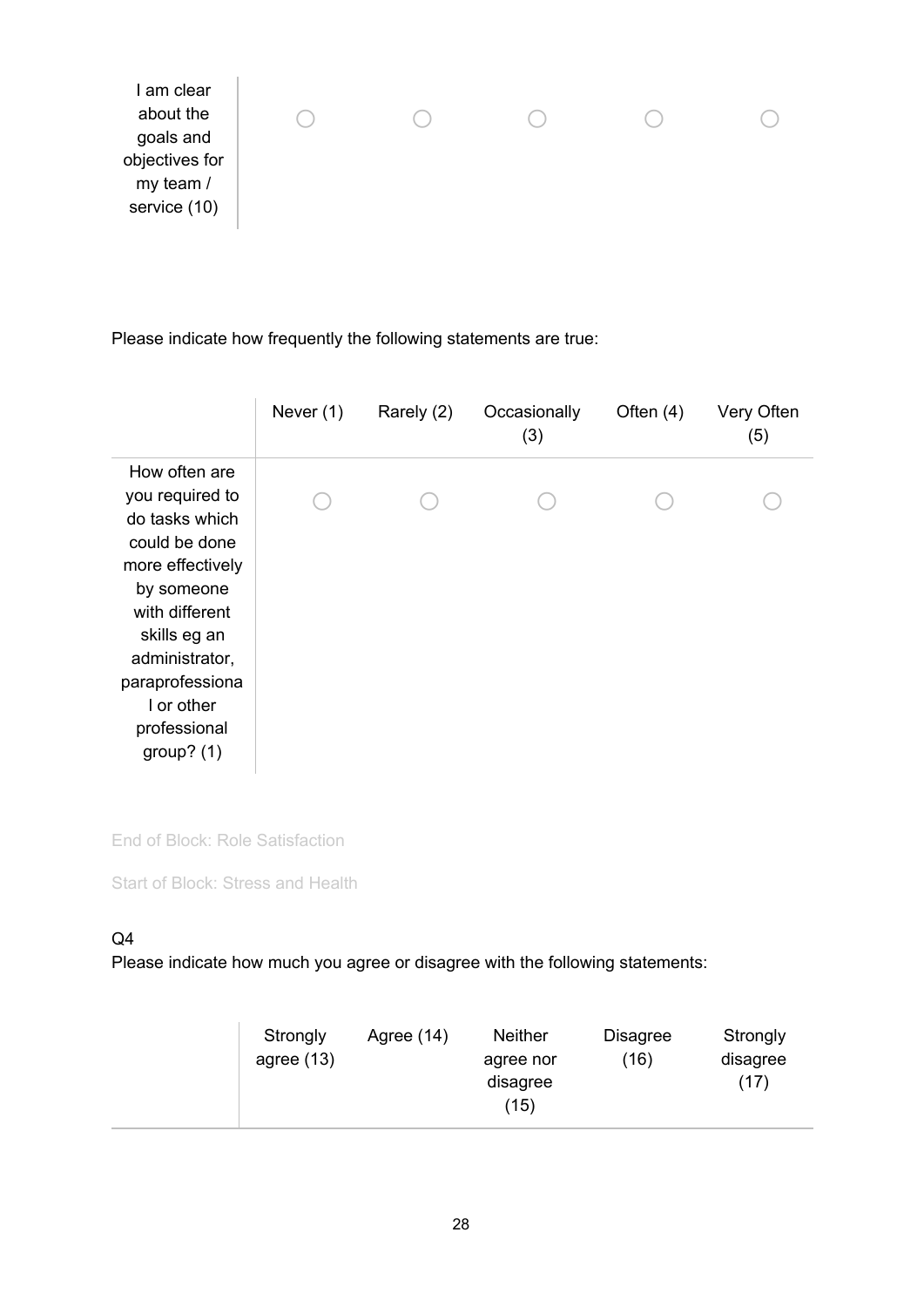| | | | | | |
|---|---|---|---|---|---|
| I am clear about the goals and objectives for my team / service (10) | ○ | ○ | ○ | ○ | ○ |

Please indicate how frequently the following statements are true:

| | Never (1) | Rarely (2) | Occasionally (3) | Often (4) | Very Often (5) |
|---|---|---|---|---|---|
| How often are you required to do tasks which could be done more effectively by someone with different skills eg an administrator, paraprofessional or other professional group? (1) | ○ | ○ | ○ | ○ | ○ |

End of Block: Role Satisfaction

Start of Block: Stress and Health

Q4
Please indicate how much you agree or disagree with the following statements:

| | Strongly agree (13) | Agree (14) | Neither agree nor disagree (15) | Disagree (16) | Strongly disagree (17) |
|---|---|---|---|---|---|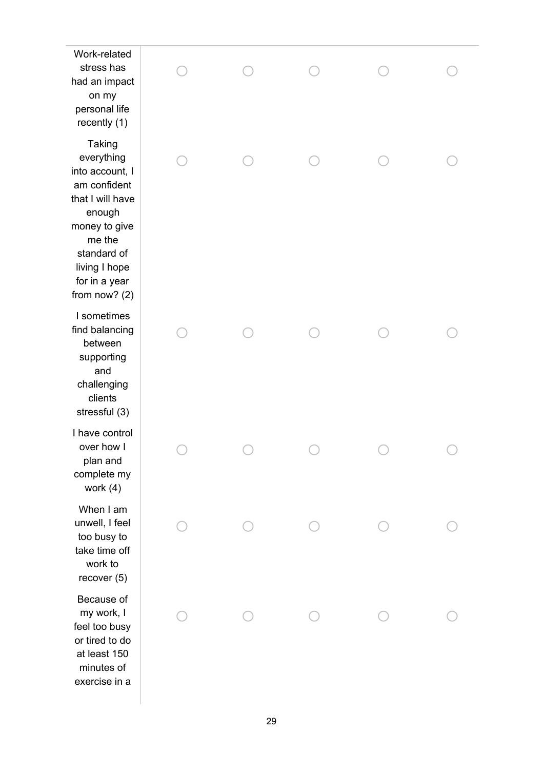| | | | | | |
|---|---|---|---|---|---|
| Work-related stress has had an impact on my personal life recently (1) | ○ | ○ | ○ | ○ | ○ |
| Taking everything into account, I am confident that I will have enough money to give me the standard of living I hope for in a year from now? (2) | ○ | ○ | ○ | ○ | ○ |
| I sometimes find balancing between supporting and challenging clients stressful (3) | ○ | ○ | ○ | ○ | ○ |
| I have control over how I plan and complete my work (4) | ○ | ○ | ○ | ○ | ○ |
| When I am unwell, I feel too busy to take time off work to recover (5) | ○ | ○ | ○ | ○ | ○ |
| Because of my work, I feel too busy or tired to do at least 150 minutes of exercise in a | ○ | ○ | ○ | ○ | ○ |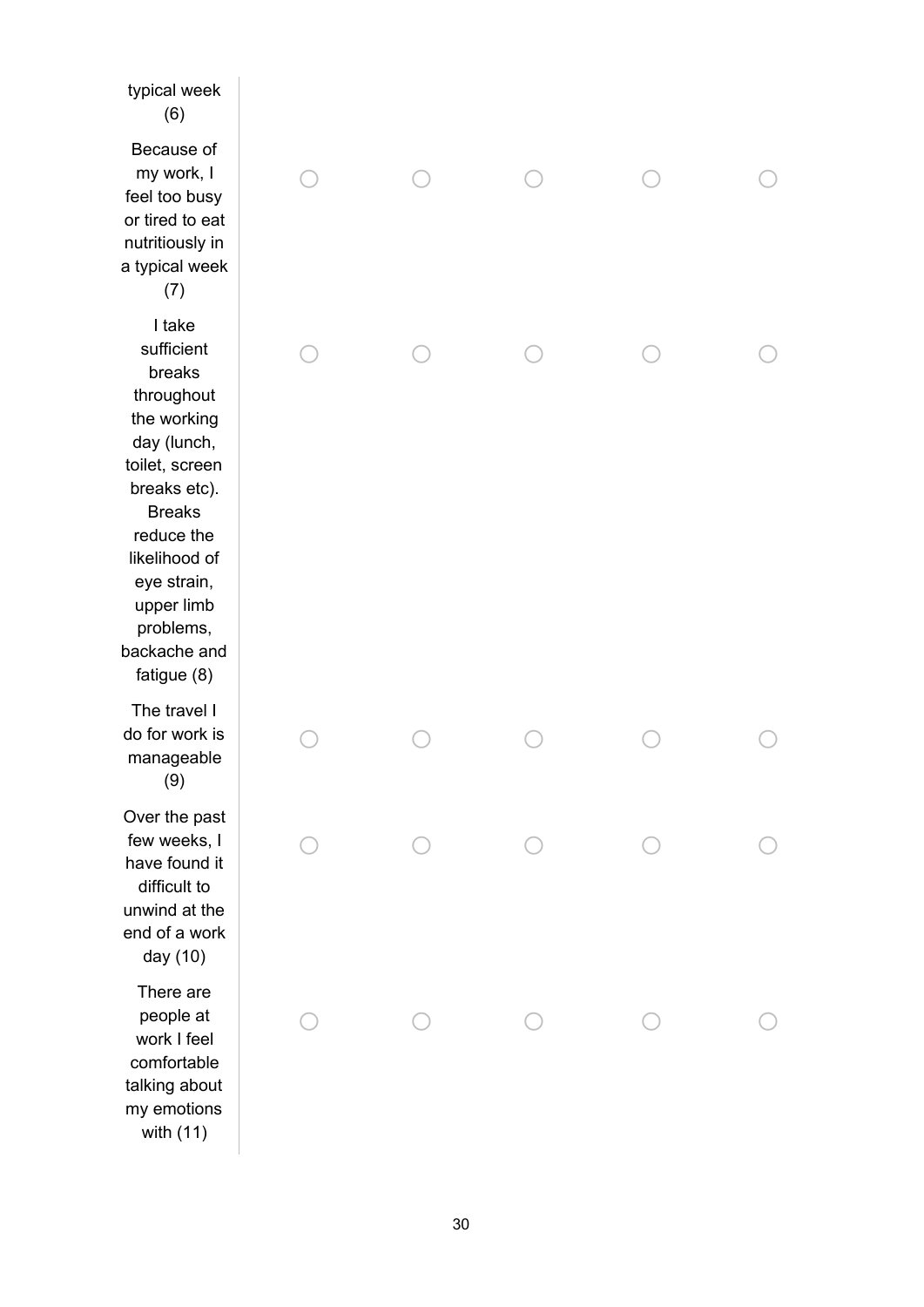| | | | | | |
|---|---|---|---|---|---|
| typical week (6) | | | | | |
| Because of my work, I feel too busy or tired to eat nutritiously in a typical week (7) | ○ | ○ | ○ | ○ | ○ |
| I take sufficient breaks throughout the working day (lunch, toilet, screen breaks etc). Breaks reduce the likelihood of eye strain, upper limb problems, backache and fatigue (8) | ○ | ○ | ○ | ○ | ○ |
| The travel I do for work is manageable (9) | ○ | ○ | ○ | ○ | ○ |
| Over the past few weeks, I have found it difficult to unwind at the end of a work day (10) | ○ | ○ | ○ | ○ | ○ |
| There are people at work I feel comfortable talking about my emotions with (11) | ○ | ○ | ○ | ○ | ○ |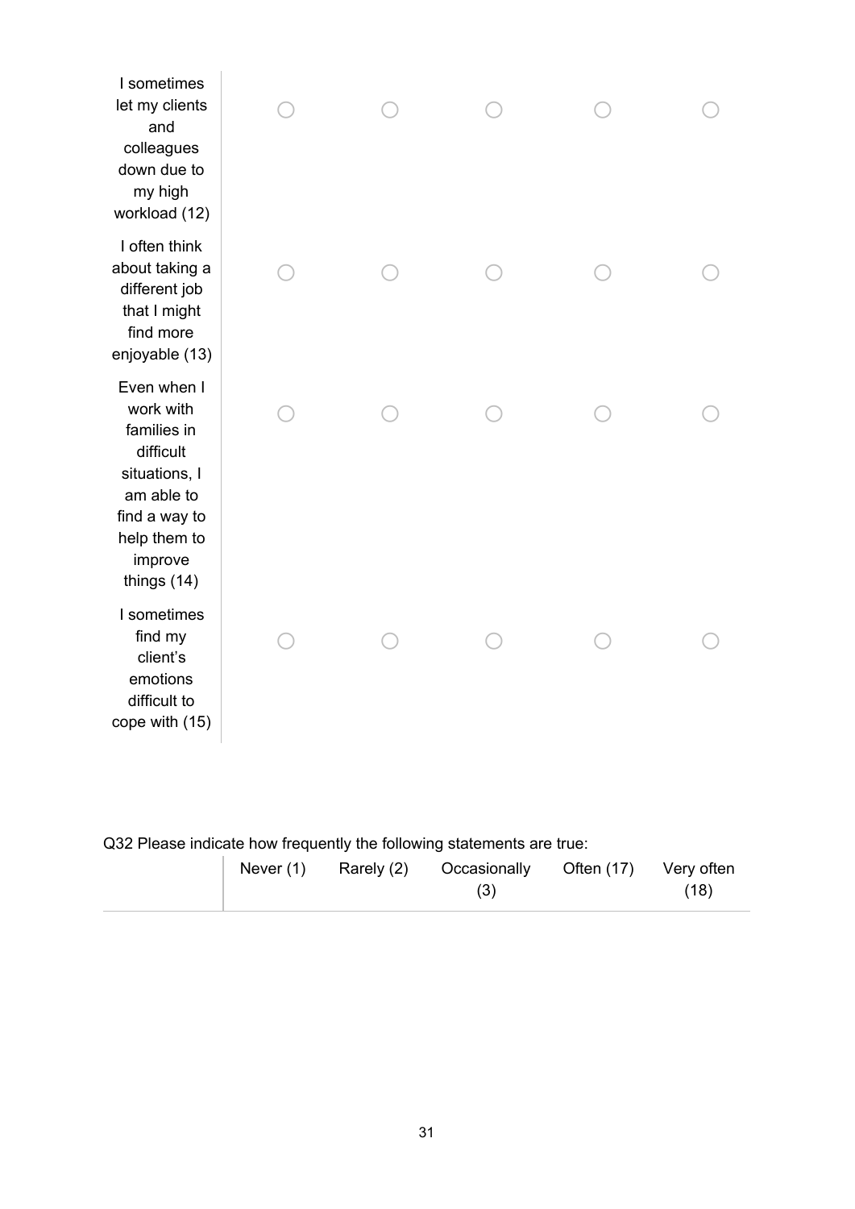| | | | | | |
|---|---|---|---|---|---|
| I sometimes let my clients and colleagues down due to my high workload (12) | ◯ | ◯ | ◯ | ◯ | ◯ |
| I often think about taking a different job that I might find more enjoyable (13) | ◯ | ◯ | ◯ | ◯ | ◯ |
| Even when I work with families in difficult situations, I am able to find a way to help them to improve things (14) | ◯ | ◯ | ◯ | ◯ | ◯ |
| I sometimes find my client's emotions difficult to cope with (15) | ◯ | ◯ | ◯ | ◯ | ◯ |

Q32 Please indicate how frequently the following statements are true:

| | Never (1) | Rarely (2) | Occasionally (3) | Often (17) | Very often (18) |
|---|---|---|---|---|---|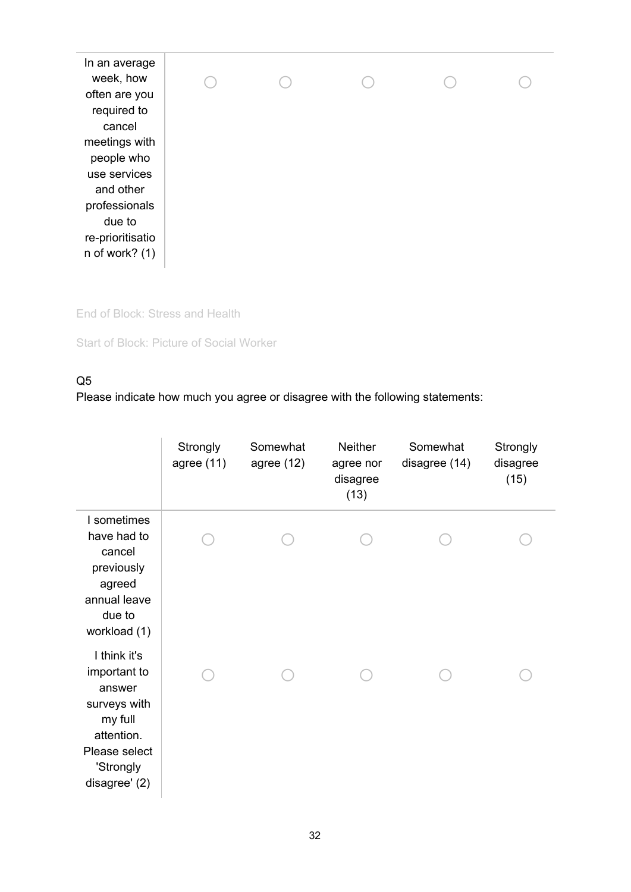| | | | | | |
|---|---|---|---|---|---|
| In an average week, how often are you required to cancel meetings with people who use services and other professionals due to re-prioritisation of work? (1) | ○ | ○ | ○ | ○ | ○ |

End of Block: Stress and Health

Start of Block: Picture of Social Worker

Q5
Please indicate how much you agree or disagree with the following statements:

| | Strongly agree (11) | Somewhat agree (12) | Neither agree nor disagree (13) | Somewhat disagree (14) | Strongly disagree (15) |
|---|---|---|---|---|---|
| I sometimes have had to cancel previously agreed annual leave due to workload (1) | ○ | ○ | ○ | ○ | ○ |
| I think it's important to answer surveys with my full attention. Please select 'Strongly disagree' (2) | ○ | ○ | ○ | ○ | ○ |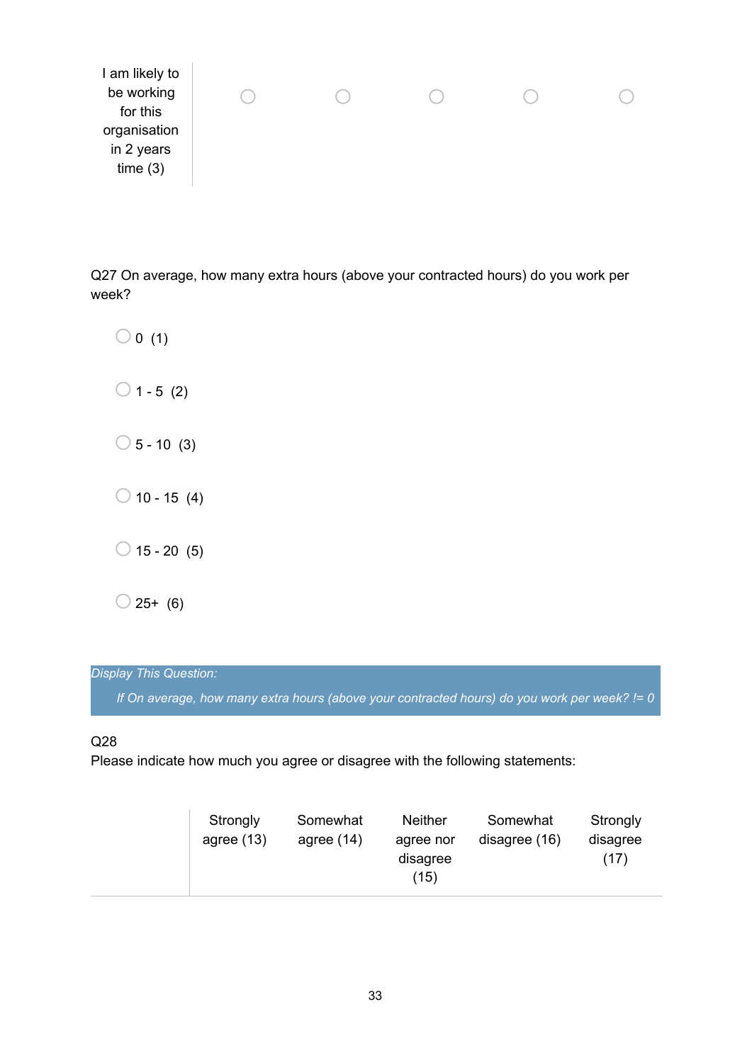| | | | | | |
|---|---|---|---|---|---|
| I am likely to be working for this organisation in 2 years time (3) | ○ | ○ | ○ | ○ | ○ |

Q27 On average, how many extra hours (above your contracted hours) do you work per week?

○ 0 (1)

○ 1 - 5 (2)

○ 5 - 10 (3)

○ 10 - 15 (4)

○ 15 - 20 (5)

○ 25+ (6)

*Display This Question:*

*If On average, how many extra hours (above your contracted hours) do you work per week? != 0*

Q28
Please indicate how much you agree or disagree with the following statements:

| | Strongly agree (13) | Somewhat agree (14) | Neither agree nor disagree (15) | Somewhat disagree (16) | Strongly disagree (17) |
|---|---|---|---|---|---|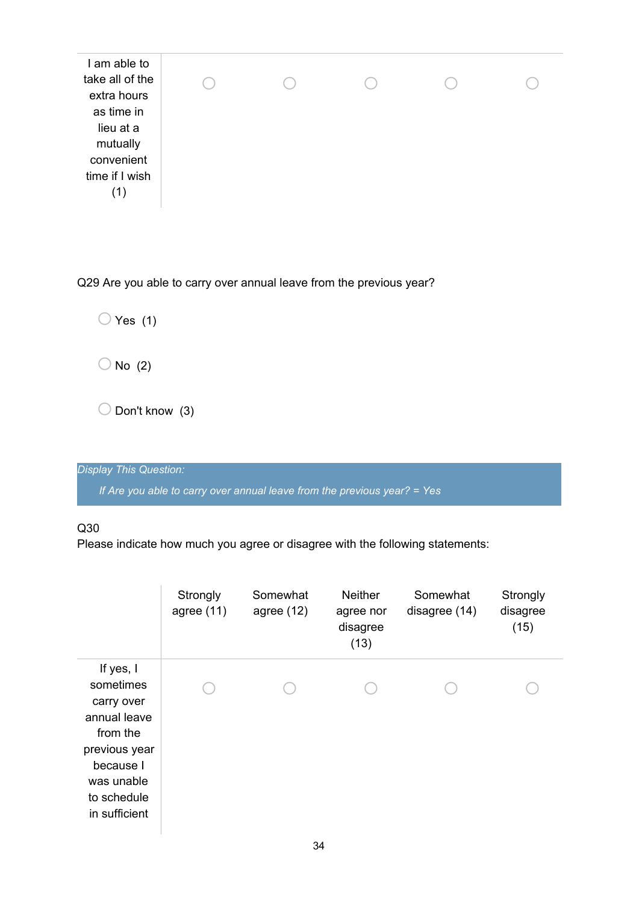| | | | | | |
|---|---|---|---|---|---|
| I am able to take all of the extra hours as time in lieu at a mutually convenient time if I wish (1) | ○ | ○ | ○ | ○ | ○ |

Q29 Are you able to carry over annual leave from the previous year?

○ Yes (1)

○ No (2)

○ Don't know (3)

*Display This Question:*

*If Are you able to carry over annual leave from the previous year? = Yes*

Q30
Please indicate how much you agree or disagree with the following statements:

| | Strongly agree (11) | Somewhat agree (12) | Neither agree nor disagree (13) | Somewhat disagree (14) | Strongly disagree (15) |
|---|---|---|---|---|---|
| If yes, I sometimes carry over annual leave from the previous year because I was unable to schedule in sufficient | ○ | ○ | ○ | ○ | ○ |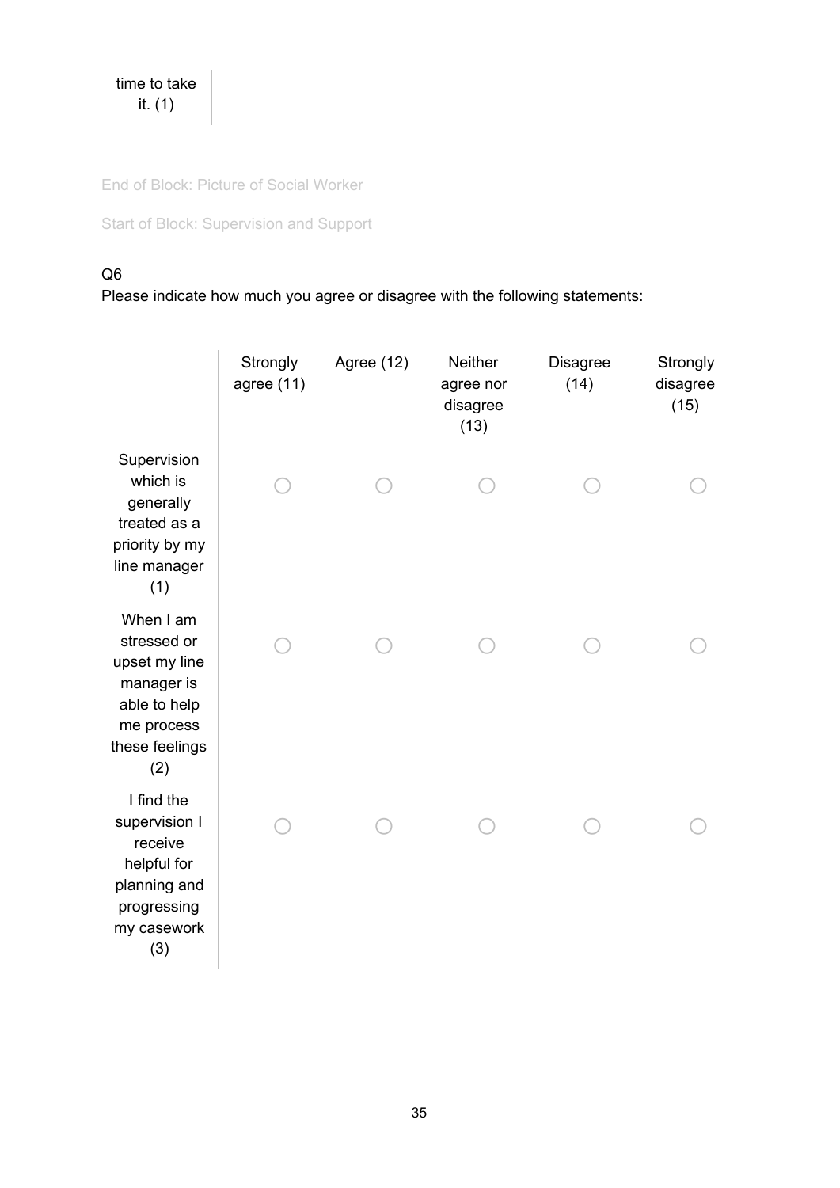| time to take it. (1) | |
|---|---|

End of Block: Picture of Social Worker

Start of Block: Supervision and Support

Q6
Please indicate how much you agree or disagree with the following statements:

| | Strongly agree (11) | Agree (12) | Neither agree nor disagree (13) | Disagree (14) | Strongly disagree (15) |
|---|---|---|---|---|---|
| Supervision which is generally treated as a priority by my line manager (1) | ○ | ○ | ○ | ○ | ○ |
| When I am stressed or upset my line manager is able to help me process these feelings (2) | ○ | ○ | ○ | ○ | ○ |
| I find the supervision I receive helpful for planning and progressing my casework (3) | ○ | ○ | ○ | ○ | ○ |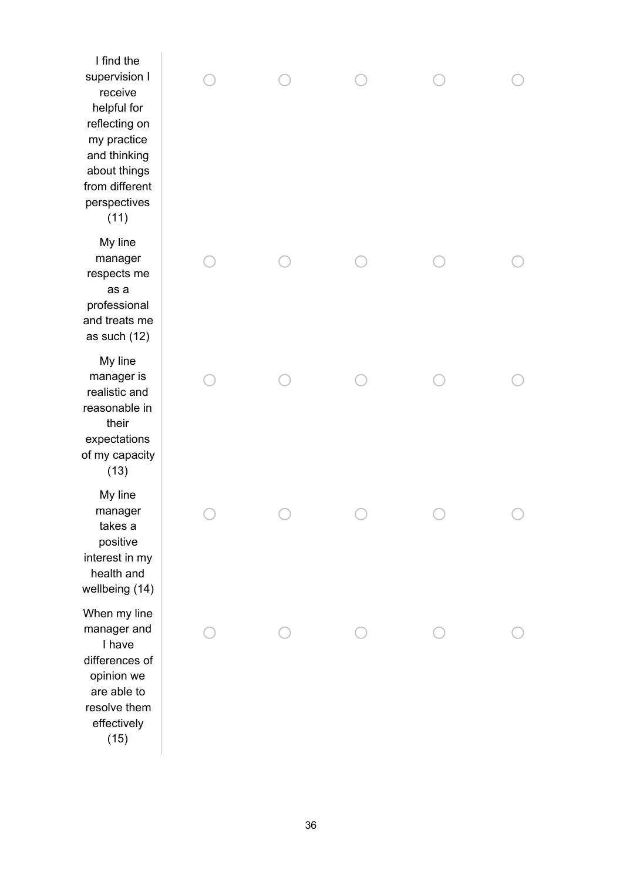| | | | | | |
|---|---|---|---|---|---|
| I find the supervision I receive helpful for reflecting on my practice and thinking about things from different perspectives (11) | ○ | ○ | ○ | ○ | ○ |
| My line manager respects me as a professional and treats me as such (12) | ○ | ○ | ○ | ○ | ○ |
| My line manager is realistic and reasonable in their expectations of my capacity (13) | ○ | ○ | ○ | ○ | ○ |
| My line manager takes a positive interest in my health and wellbeing (14) | ○ | ○ | ○ | ○ | ○ |
| When my line manager and I have differences of opinion we are able to resolve them effectively (15) | ○ | ○ | ○ | ○ | ○ |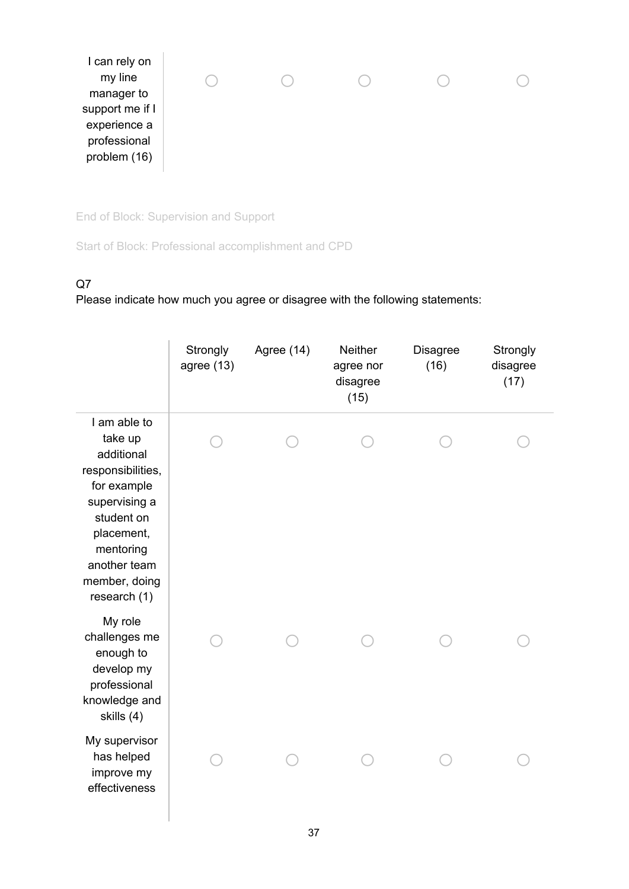| | | | | | |
|---|---|---|---|---|---|
| I can rely on my line manager to support me if I experience a professional problem (16) | ◯ | ◯ | ◯ | ◯ | ◯ |

End of Block: Supervision and Support

Start of Block: Professional accomplishment and CPD

Q7
Please indicate how much you agree or disagree with the following statements:

| | Strongly agree (13) | Agree (14) | Neither agree nor disagree (15) | Disagree (16) | Strongly disagree (17) |
|---|---|---|---|---|---|
| I am able to take up additional responsibilities, for example supervising a student on placement, mentoring another team member, doing research (1) | ◯ | ◯ | ◯ | ◯ | ◯ |
| My role challenges me enough to develop my professional knowledge and skills (4) | ◯ | ◯ | ◯ | ◯ | ◯ |
| My supervisor has helped improve my effectiveness | ◯ | ◯ | ◯ | ◯ | ◯ |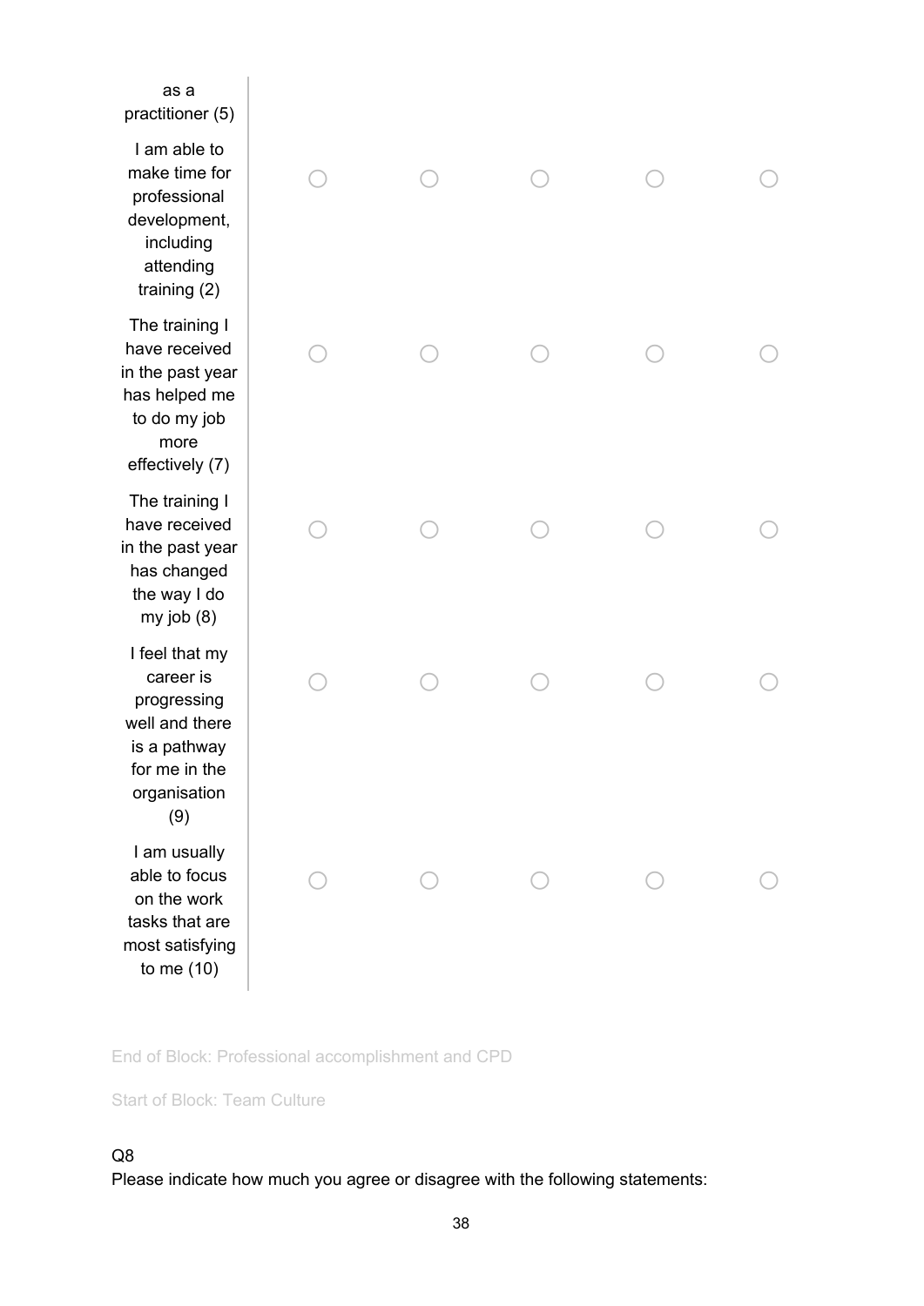| | | | | | |
|---|---|---|---|---|---|
| as a practitioner (5) | | | | | |
| I am able to make time for professional development, including attending training (2) | ◯ | ◯ | ◯ | ◯ | ◯ |
| The training I have received in the past year has helped me to do my job more effectively (7) | ◯ | ◯ | ◯ | ◯ | ◯ |
| The training I have received in the past year has changed the way I do my job (8) | ◯ | ◯ | ◯ | ◯ | ◯ |
| I feel that my career is progressing well and there is a pathway for me in the organisation (9) | ◯ | ◯ | ◯ | ◯ | ◯ |
| I am usually able to focus on the work tasks that are most satisfying to me (10) | ◯ | ◯ | ◯ | ◯ | ◯ |

End of Block: Professional accomplishment and CPD

Start of Block: Team Culture

Q8
Please indicate how much you agree or disagree with the following statements: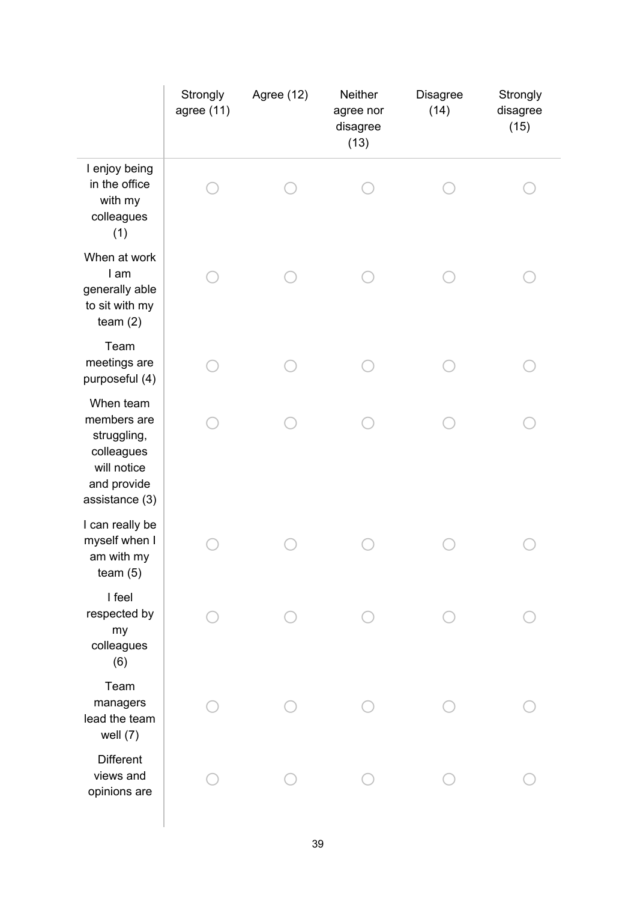| | Strongly agree (11) | Agree (12) | Neither agree nor disagree (13) | Disagree (14) | Strongly disagree (15) |
|---|---|---|---|---|---|
| I enjoy being in the office with my colleagues (1) | ○ | ○ | ○ | ○ | ○ |
| When at work I am generally able to sit with my team (2) | ○ | ○ | ○ | ○ | ○ |
| Team meetings are purposeful (4) | ○ | ○ | ○ | ○ | ○ |
| When team members are struggling, colleagues will notice and provide assistance (3) | ○ | ○ | ○ | ○ | ○ |
| I can really be myself when I am with my team (5) | ○ | ○ | ○ | ○ | ○ |
| I feel respected by my colleagues (6) | ○ | ○ | ○ | ○ | ○ |
| Team managers lead the team well (7) | ○ | ○ | ○ | ○ | ○ |
| Different views and opinions are | ○ | ○ | ○ | ○ | ○ |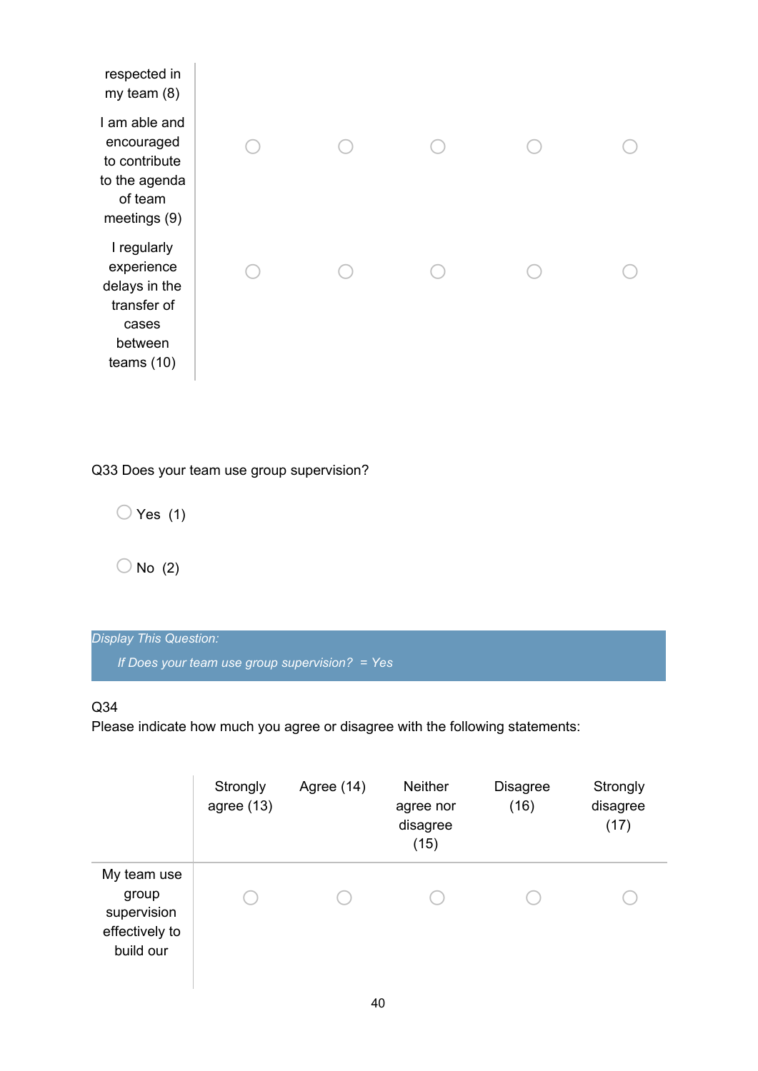| | | | | | |
|---|---|---|---|---|---|
| respected in my team (8) | | | | | |
| I am able and encouraged to contribute to the agenda of team meetings (9) | ○ | ○ | ○ | ○ | ○ |
| I regularly experience delays in the transfer of cases between teams (10) | ○ | ○ | ○ | ○ | ○ |

Q33 Does your team use group supervision?

○ Yes (1)

○ No (2)

*Display This Question:*

*If Does your team use group supervision? = Yes*

Q34
Please indicate how much you agree or disagree with the following statements:

| | Strongly agree (13) | Agree (14) | Neither agree nor disagree (15) | Disagree (16) | Strongly disagree (17) |
|---|---|---|---|---|---|
| My team use group supervision effectively to build our | ○ | ○ | ○ | ○ | ○ |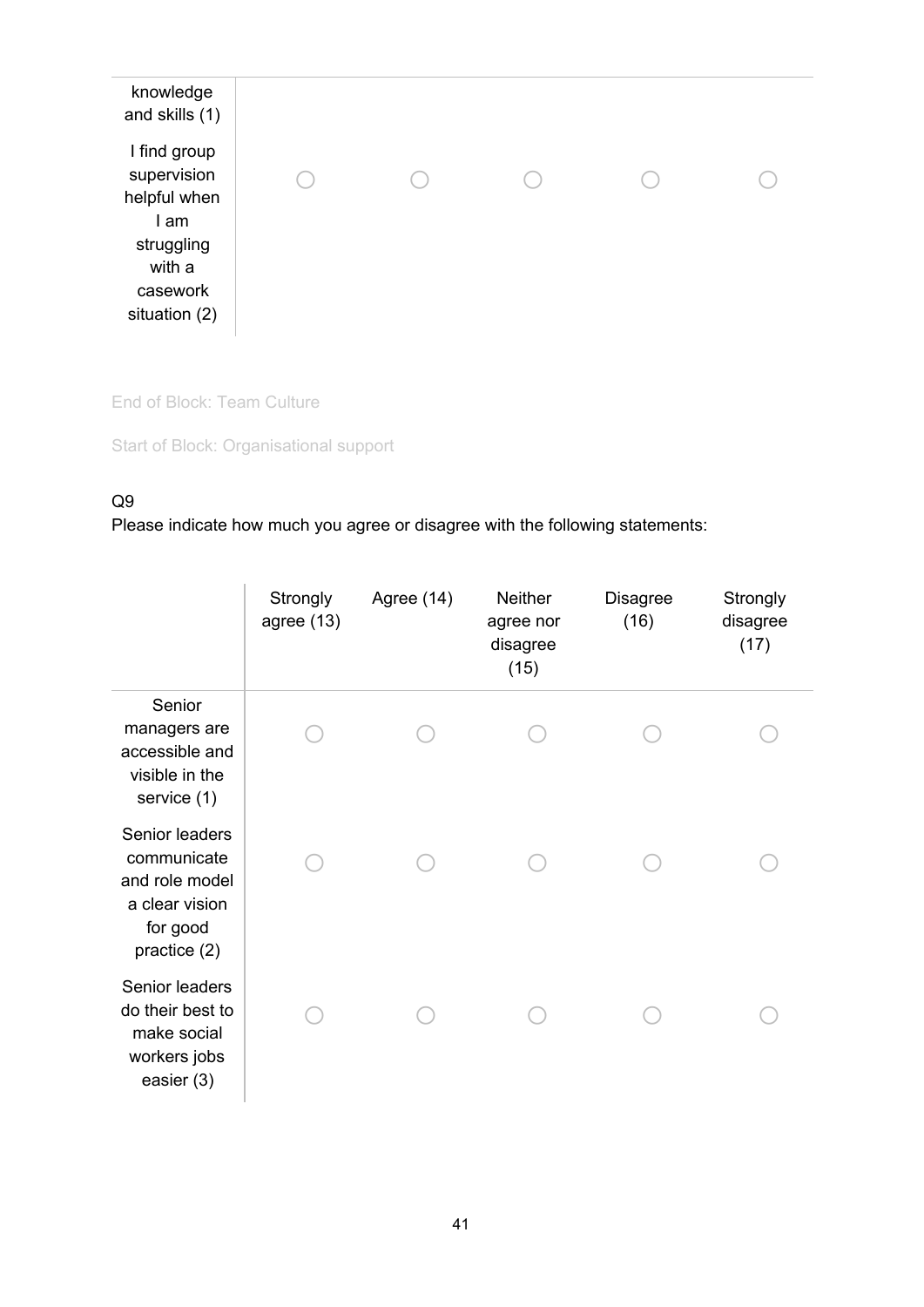| | | | | | |
|---|---|---|---|---|---|
| knowledge and skills (1) | | | | | |
| I find group supervision helpful when I am struggling with a casework situation (2) | ○ | ○ | ○ | ○ | ○ |

End of Block: Team Culture

Start of Block: Organisational support

Q9
Please indicate how much you agree or disagree with the following statements:

| | Strongly agree (13) | Agree (14) | Neither agree nor disagree (15) | Disagree (16) | Strongly disagree (17) |
|---|---|---|---|---|---|
| Senior managers are accessible and visible in the service (1) | ○ | ○ | ○ | ○ | ○ |
| Senior leaders communicate and role model a clear vision for good practice (2) | ○ | ○ | ○ | ○ | ○ |
| Senior leaders do their best to make social workers jobs easier (3) | ○ | ○ | ○ | ○ | ○ |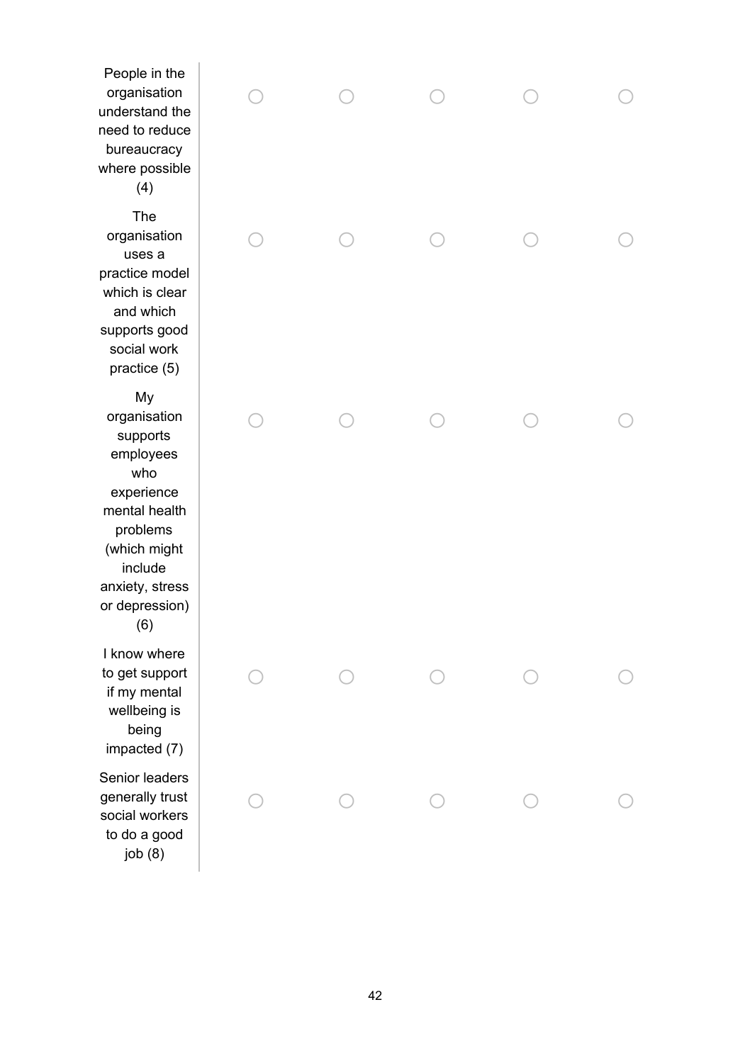| | | | | | |
|---|---|---|---|---|---|
| People in the organisation understand the need to reduce bureaucracy where possible (4) | ◯ | ◯ | ◯ | ◯ | ◯ |
| The organisation uses a practice model which is clear and which supports good social work practice (5) | ◯ | ◯ | ◯ | ◯ | ◯ |
| My organisation supports employees who experience mental health problems (which might include anxiety, stress or depression) (6) | ◯ | ◯ | ◯ | ◯ | ◯ |
| I know where to get support if my mental wellbeing is being impacted (7) | ◯ | ◯ | ◯ | ◯ | ◯ |
| Senior leaders generally trust social workers to do a good job (8) | ◯ | ◯ | ◯ | ◯ | ◯ |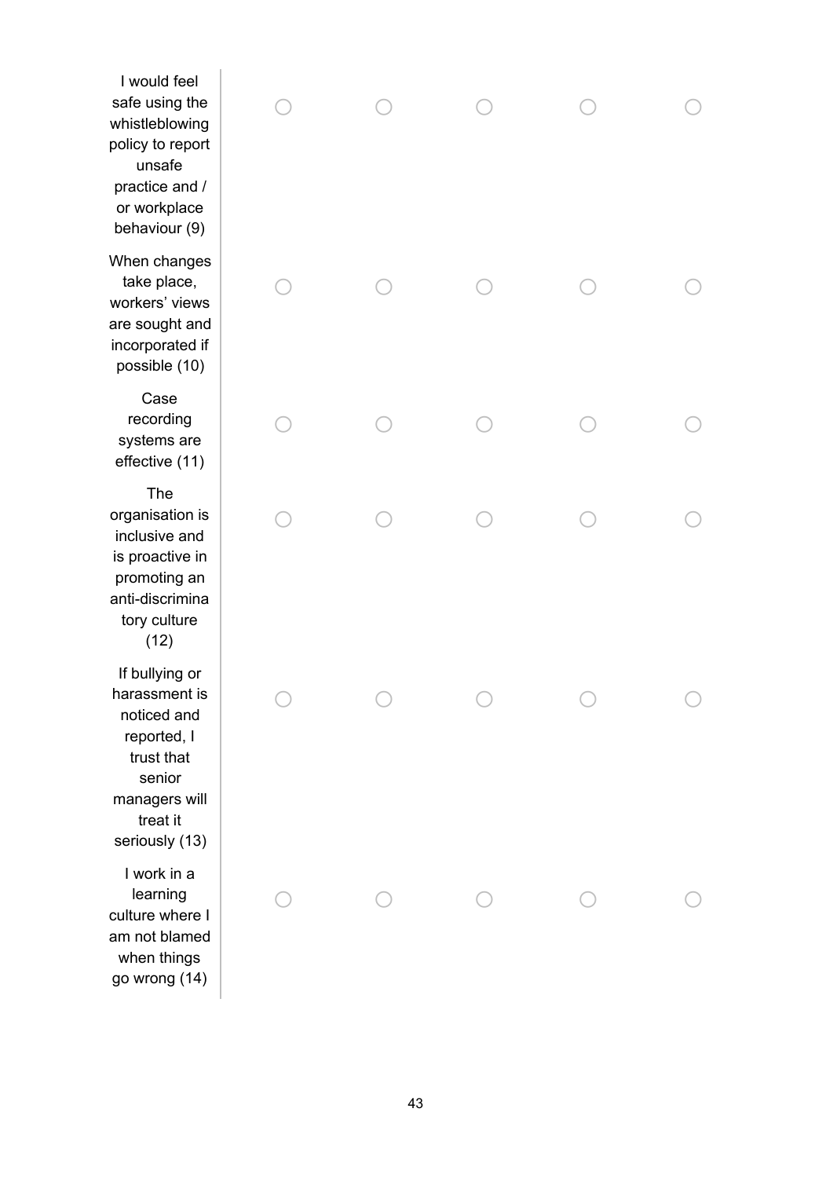| | | | | | |
|---|---|---|---|---|---|
| I would feel safe using the whistleblowing policy to report unsafe practice and / or workplace behaviour (9) | ◯ | ◯ | ◯ | ◯ | ◯ |
| When changes take place, workers' views are sought and incorporated if possible (10) | ◯ | ◯ | ◯ | ◯ | ◯ |
| Case recording systems are effective (11) | ◯ | ◯ | ◯ | ◯ | ◯ |
| The organisation is inclusive and is proactive in promoting an anti-discriminatory culture (12) | ◯ | ◯ | ◯ | ◯ | ◯ |
| If bullying or harassment is noticed and reported, I trust that senior managers will treat it seriously (13) | ◯ | ◯ | ◯ | ◯ | ◯ |
| I work in a learning culture where I am not blamed when things go wrong (14) | ◯ | ◯ | ◯ | ◯ | ◯ |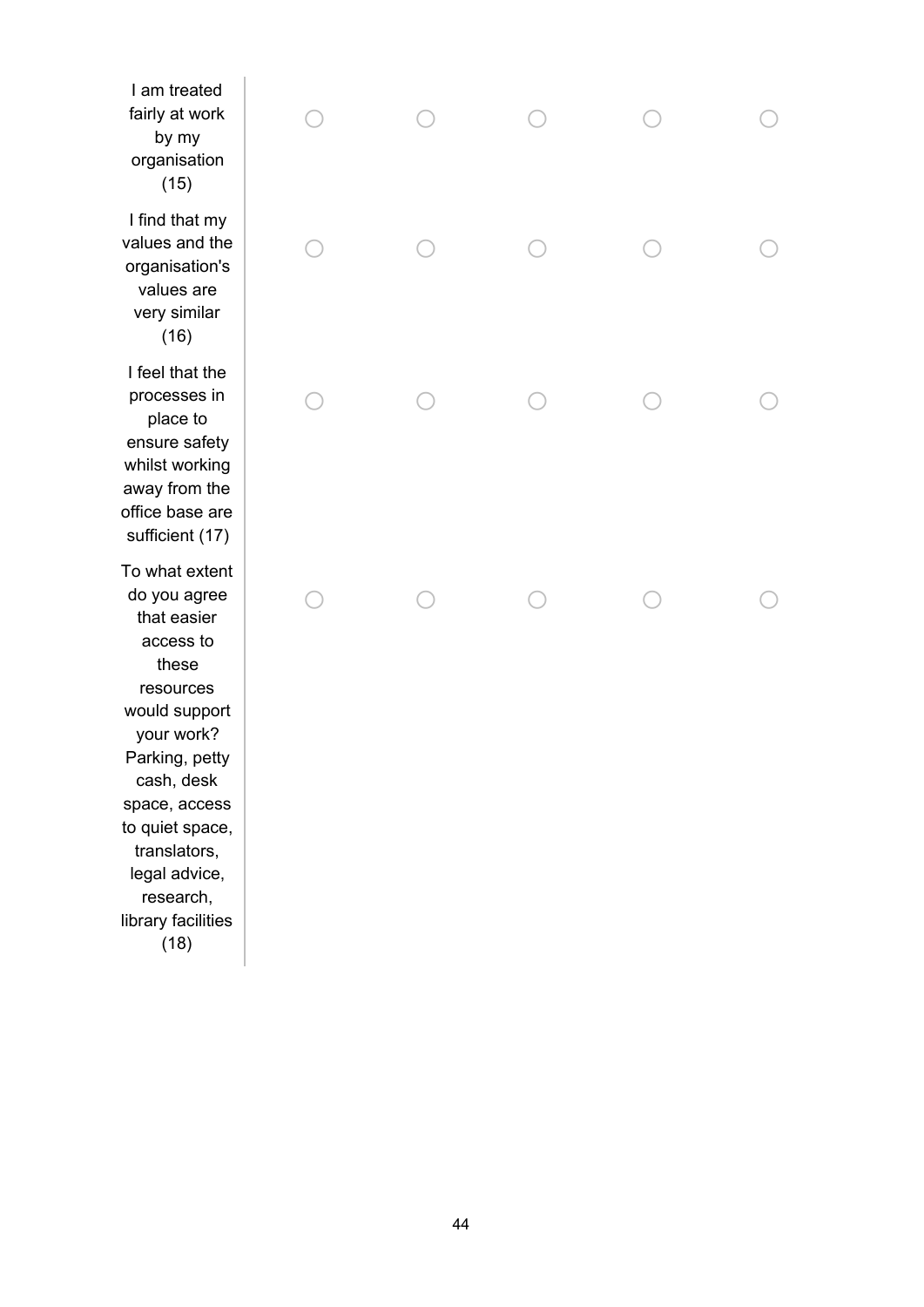| | | | | | |
|---|---|---|---|---|---|
| I am treated fairly at work by my organisation (15) | ○ | ○ | ○ | ○ | ○ |
| I find that my values and the organisation's values are very similar (16) | ○ | ○ | ○ | ○ | ○ |
| I feel that the processes in place to ensure safety whilst working away from the office base are sufficient (17) | ○ | ○ | ○ | ○ | ○ |
| To what extent do you agree that easier access to these resources would support your work? Parking, petty cash, desk space, access to quiet space, translators, legal advice, research, library facilities (18) | ○ | ○ | ○ | ○ | ○ |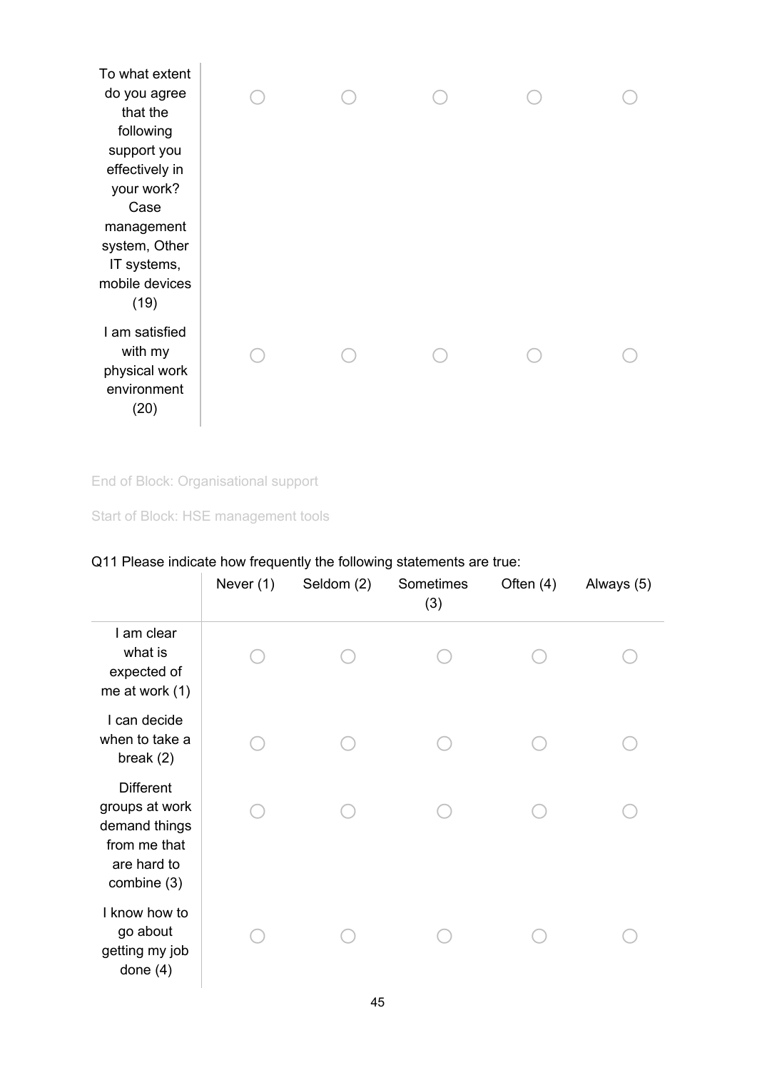| | | | | | |
|---|---|---|---|---|---|
| To what extent do you agree that the following support you effectively in your work? Case management system, Other IT systems, mobile devices (19) | ◯ | ◯ | ◯ | ◯ | ◯ |
| I am satisfied with my physical work environment (20) | ◯ | ◯ | ◯ | ◯ | ◯ |

End of Block: Organisational support

Start of Block: HSE management tools

Q11 Please indicate how frequently the following statements are true:

| | Never (1) | Seldom (2) | Sometimes (3) | Often (4) | Always (5) |
|---|---|---|---|---|---|
| I am clear what is expected of me at work (1) | ◯ | ◯ | ◯ | ◯ | ◯ |
| I can decide when to take a break (2) | ◯ | ◯ | ◯ | ◯ | ◯ |
| Different groups at work demand things from me that are hard to combine (3) | ◯ | ◯ | ◯ | ◯ | ◯ |
| I know how to go about getting my job done (4) | ◯ | ◯ | ◯ | ◯ | ◯ |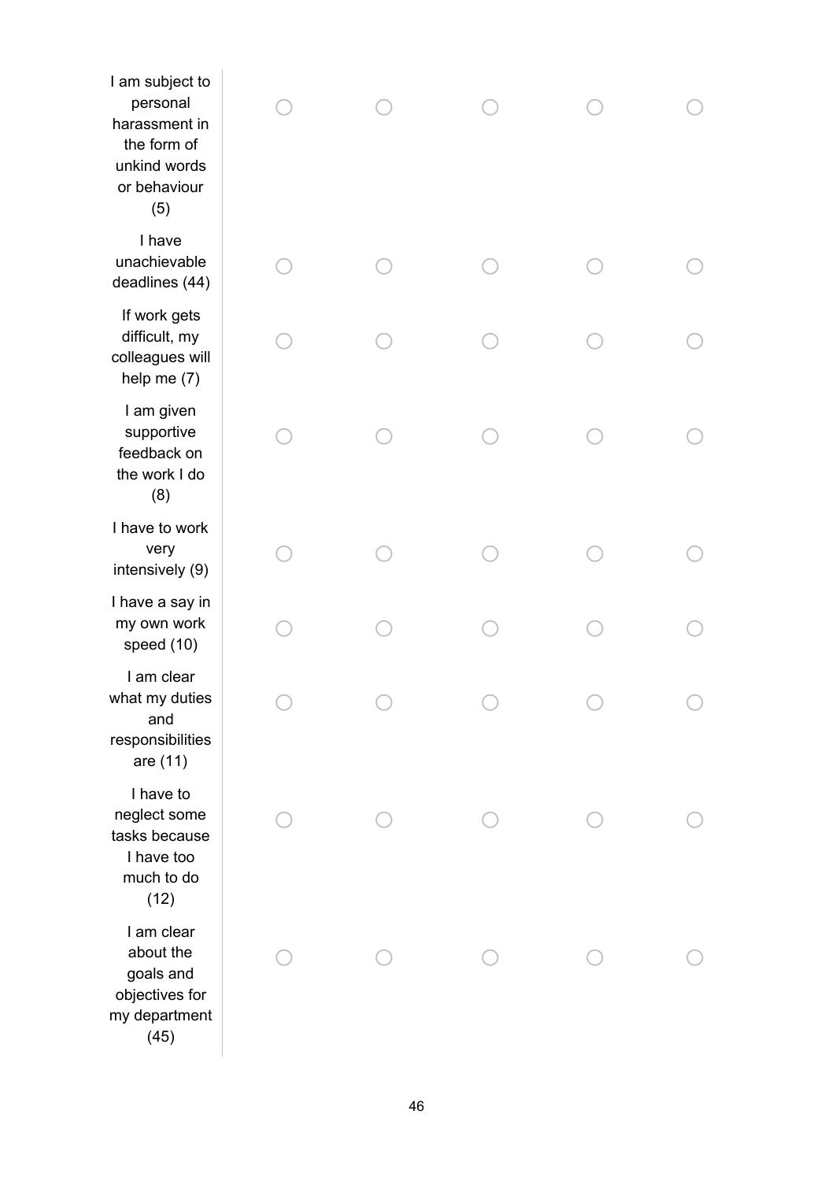| | | | | | |
|---|---|---|---|---|---|
| I am subject to personal harassment in the form of unkind words or behaviour (5) | ○ | ○ | ○ | ○ | ○ |
| I have unachievable deadlines (44) | ○ | ○ | ○ | ○ | ○ |
| If work gets difficult, my colleagues will help me (7) | ○ | ○ | ○ | ○ | ○ |
| I am given supportive feedback on the work I do (8) | ○ | ○ | ○ | ○ | ○ |
| I have to work very intensively (9) | ○ | ○ | ○ | ○ | ○ |
| I have a say in my own work speed (10) | ○ | ○ | ○ | ○ | ○ |
| I am clear what my duties and responsibilities are (11) | ○ | ○ | ○ | ○ | ○ |
| I have to neglect some tasks because I have too much to do (12) | ○ | ○ | ○ | ○ | ○ |
| I am clear about the goals and objectives for my department (45) | ○ | ○ | ○ | ○ | ○ |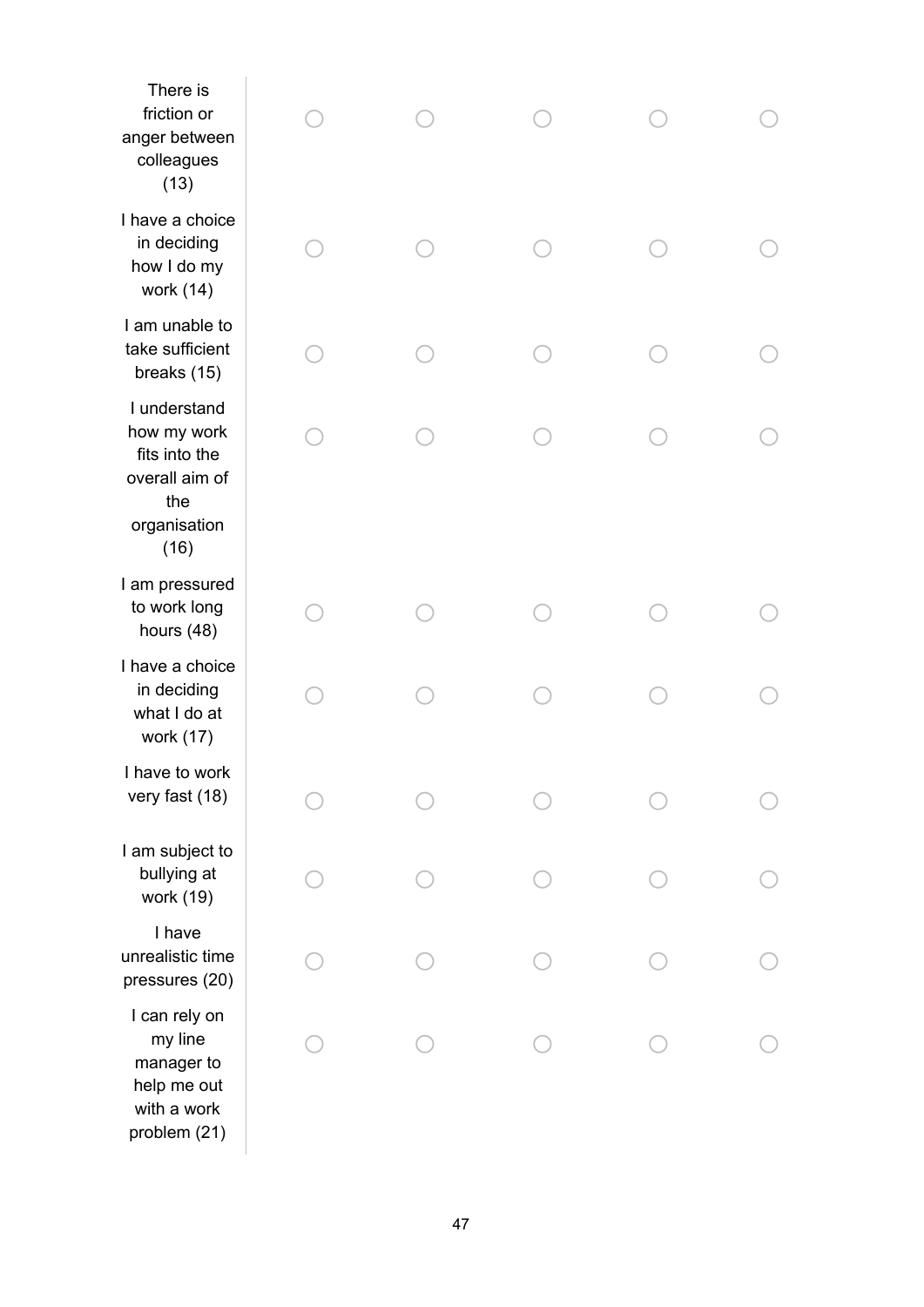| | | | | | |
|---|---|---|---|---|---|
| There is friction or anger between colleagues (13) | ◯ | ◯ | ◯ | ◯ | ◯ |
| I have a choice in deciding how I do my work (14) | ◯ | ◯ | ◯ | ◯ | ◯ |
| I am unable to take sufficient breaks (15) | ◯ | ◯ | ◯ | ◯ | ◯ |
| I understand how my work fits into the overall aim of the organisation (16) | ◯ | ◯ | ◯ | ◯ | ◯ |
| I am pressured to work long hours (48) | ◯ | ◯ | ◯ | ◯ | ◯ |
| I have a choice in deciding what I do at work (17) | ◯ | ◯ | ◯ | ◯ | ◯ |
| I have to work very fast (18) | ◯ | ◯ | ◯ | ◯ | ◯ |
| I am subject to bullying at work (19) | ◯ | ◯ | ◯ | ◯ | ◯ |
| I have unrealistic time pressures (20) | ◯ | ◯ | ◯ | ◯ | ◯ |
| I can rely on my line manager to help me out with a work problem (21) | ◯ | ◯ | ◯ | ◯ | ◯ |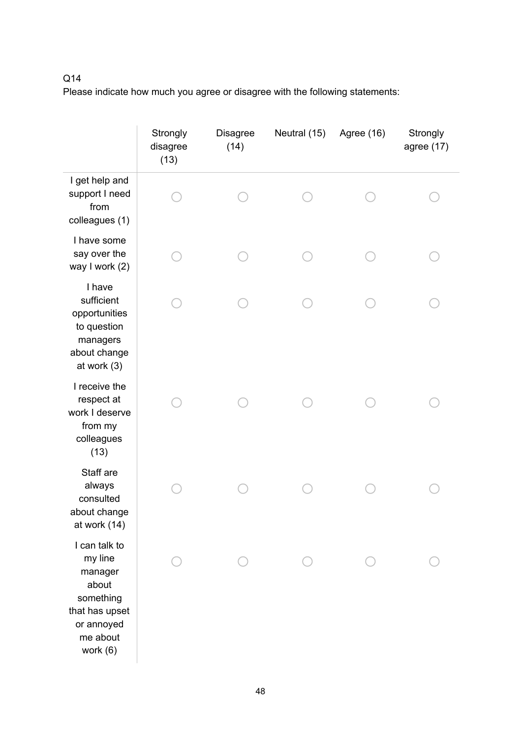Q14

Please indicate how much you agree or disagree with the following statements:

| | Strongly disagree (13) | Disagree (14) | Neutral (15) | Agree (16) | Strongly agree (17) |
|---|---|---|---|---|---|
| I get help and support I need from colleagues (1) | ○ | ○ | ○ | ○ | ○ |
| I have some say over the way I work (2) | ○ | ○ | ○ | ○ | ○ |
| I have sufficient opportunities to question managers about change at work (3) | ○ | ○ | ○ | ○ | ○ |
| I receive the respect at work I deserve from my colleagues (13) | ○ | ○ | ○ | ○ | ○ |
| Staff are always consulted about change at work (14) | ○ | ○ | ○ | ○ | ○ |
| I can talk to my line manager about something that has upset or annoyed me about work (6) | ○ | ○ | ○ | ○ | ○ |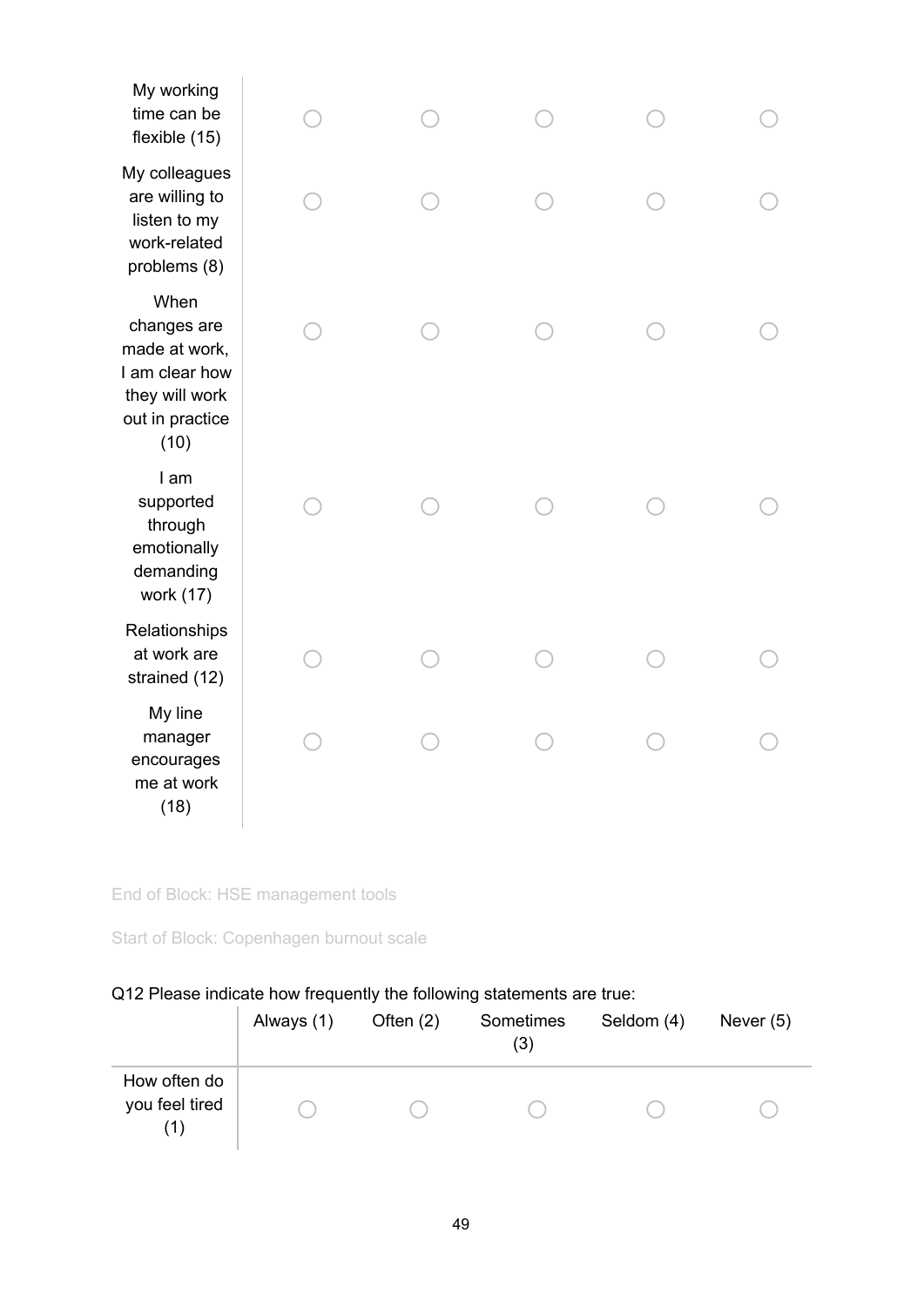| | | | | | |
|---|---|---|---|---|---|
| My working time can be flexible (15) | ○ | ○ | ○ | ○ | ○ |
| My colleagues are willing to listen to my work-related problems (8) | ○ | ○ | ○ | ○ | ○ |
| When changes are made at work, I am clear how they will work out in practice (10) | ○ | ○ | ○ | ○ | ○ |
| I am supported through emotionally demanding work (17) | ○ | ○ | ○ | ○ | ○ |
| Relationships at work are strained (12) | ○ | ○ | ○ | ○ | ○ |
| My line manager encourages me at work (18) | ○ | ○ | ○ | ○ | ○ |

End of Block: HSE management tools

Start of Block: Copenhagen burnout scale

Q12 Please indicate how frequently the following statements are true:

| | Always (1) | Often (2) | Sometimes (3) | Seldom (4) | Never (5) |
|---|---|---|---|---|---|
| How often do you feel tired (1) | ○ | ○ | ○ | ○ | ○ |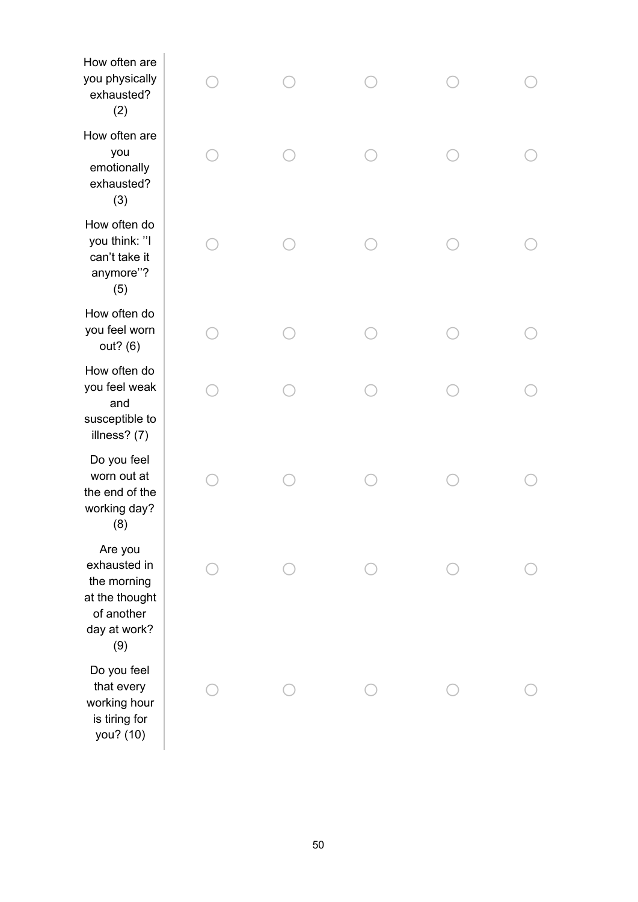| | | | | | |
|---|---|---|---|---|---|
| How often are you physically exhausted? (2) | ○ | ○ | ○ | ○ | ○ |
| How often are you emotionally exhausted? (3) | ○ | ○ | ○ | ○ | ○ |
| How often do you think: ''I can't take it anymore''? (5) | ○ | ○ | ○ | ○ | ○ |
| How often do you feel worn out? (6) | ○ | ○ | ○ | ○ | ○ |
| How often do you feel weak and susceptible to illness? (7) | ○ | ○ | ○ | ○ | ○ |
| Do you feel worn out at the end of the working day? (8) | ○ | ○ | ○ | ○ | ○ |
| Are you exhausted in the morning at the thought of another day at work? (9) | ○ | ○ | ○ | ○ | ○ |
| Do you feel that every working hour is tiring for you? (10) | ○ | ○ | ○ | ○ | ○ |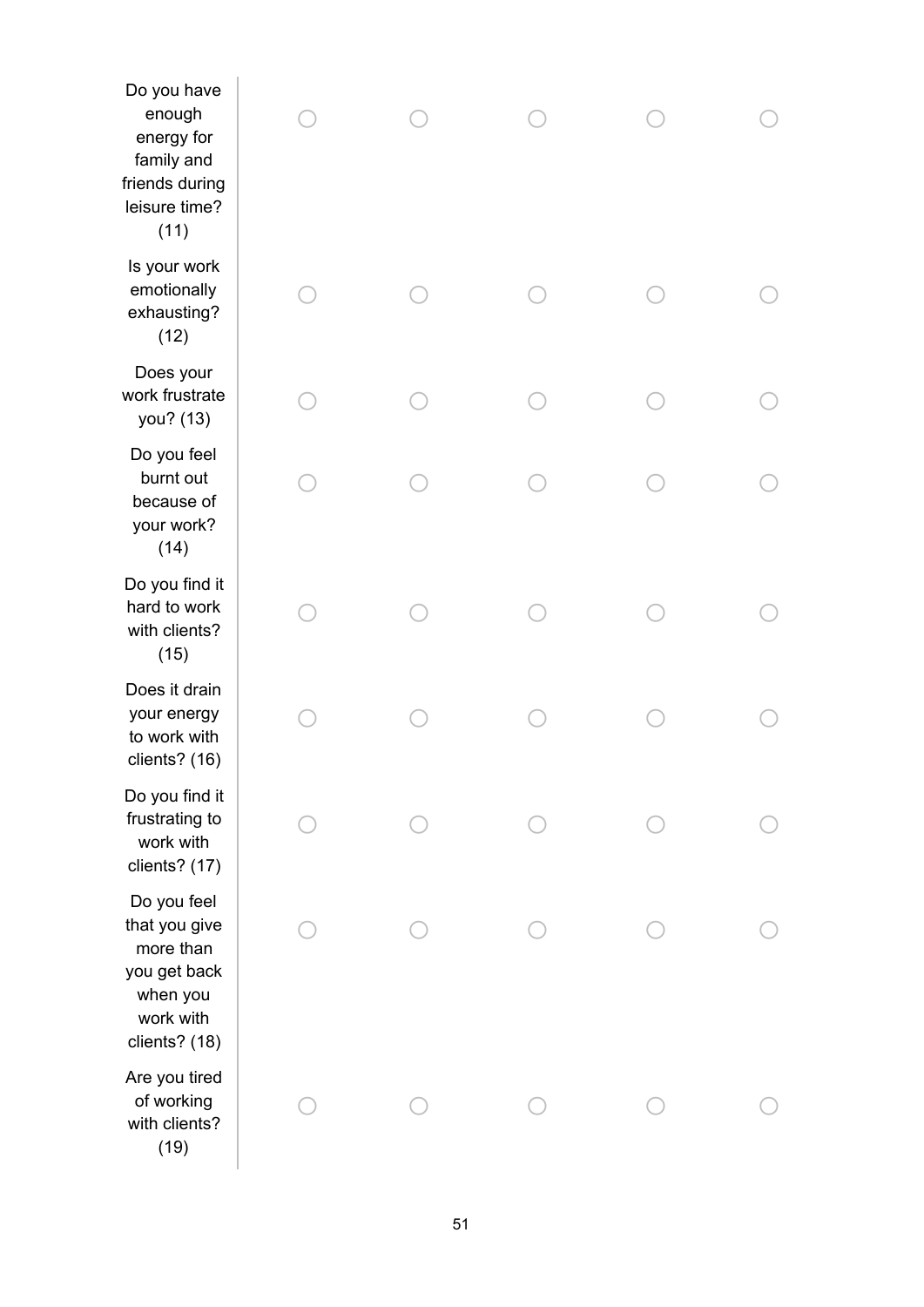| | | | | | |
|---|---|---|---|---|---|
| Do you have enough energy for family and friends during leisure time? (11) | ○ | ○ | ○ | ○ | ○ |
| Is your work emotionally exhausting? (12) | ○ | ○ | ○ | ○ | ○ |
| Does your work frustrate you? (13) | ○ | ○ | ○ | ○ | ○ |
| Do you feel burnt out because of your work? (14) | ○ | ○ | ○ | ○ | ○ |
| Do you find it hard to work with clients? (15) | ○ | ○ | ○ | ○ | ○ |
| Does it drain your energy to work with clients? (16) | ○ | ○ | ○ | ○ | ○ |
| Do you find it frustrating to work with clients? (17) | ○ | ○ | ○ | ○ | ○ |
| Do you feel that you give more than you get back when you work with clients? (18) | ○ | ○ | ○ | ○ | ○ |
| Are you tired of working with clients? (19) | ○ | ○ | ○ | ○ | ○ |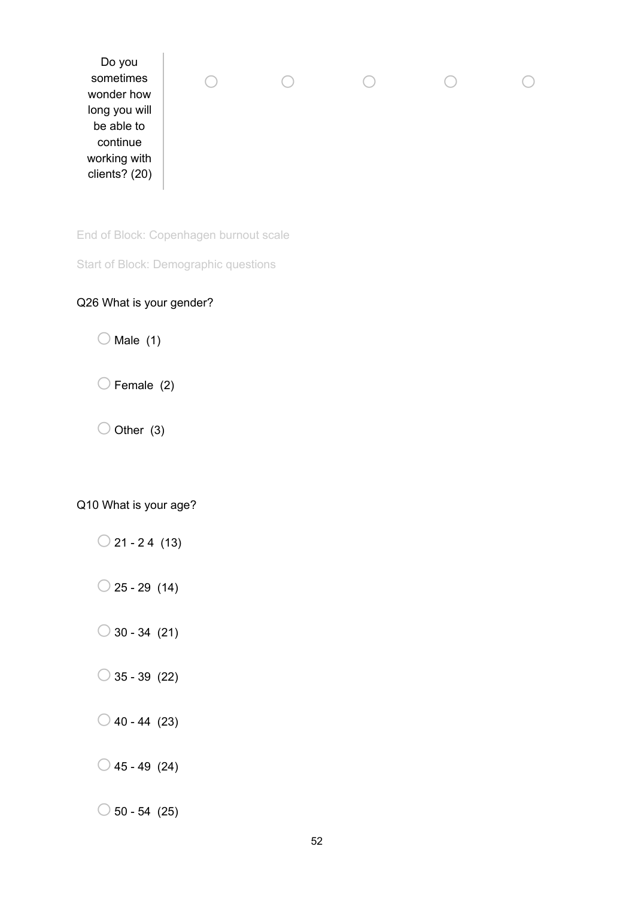| | | | | | |
|---|---|---|---|---|---|
| Do you sometimes wonder how long you will be able to continue working with clients? (20) | ○ | ○ | ○ | ○ | ○ |

End of Block: Copenhagen burnout scale

Start of Block: Demographic questions

Q26 What is your gender?

○ Male (1)

○ Female (2)

○ Other (3)

Q10 What is your age?

○ 21 - 2 4 (13)

○ 25 - 29 (14)

○ 30 - 34 (21)

○ 35 - 39 (22)

○ 40 - 44 (23)

○ 45 - 49 (24)

○ 50 - 54 (25)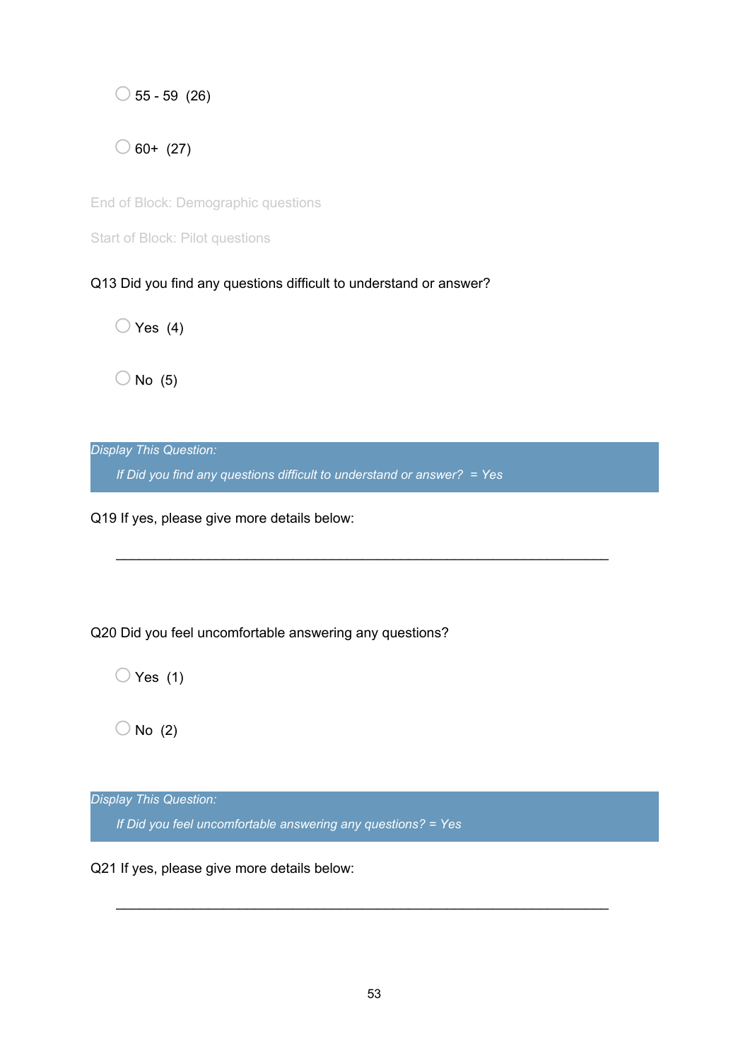○ 55 - 59 (26)

○ 60+ (27)

End of Block: Demographic questions

Start of Block: Pilot questions

Q13 Did you find any questions difficult to understand or answer?

○ Yes (4)

○ No (5)

*Display This Question:*

*If Did you find any questions difficult to understand or answer? = Yes*

Q19 If yes, please give more details below:

________________________________________________________________

Q20 Did you feel uncomfortable answering any questions?

○ Yes (1)

○ No (2)

*Display This Question:*

*If Did you feel uncomfortable answering any questions? = Yes*

Q21 If yes, please give more details below:

________________________________________________________________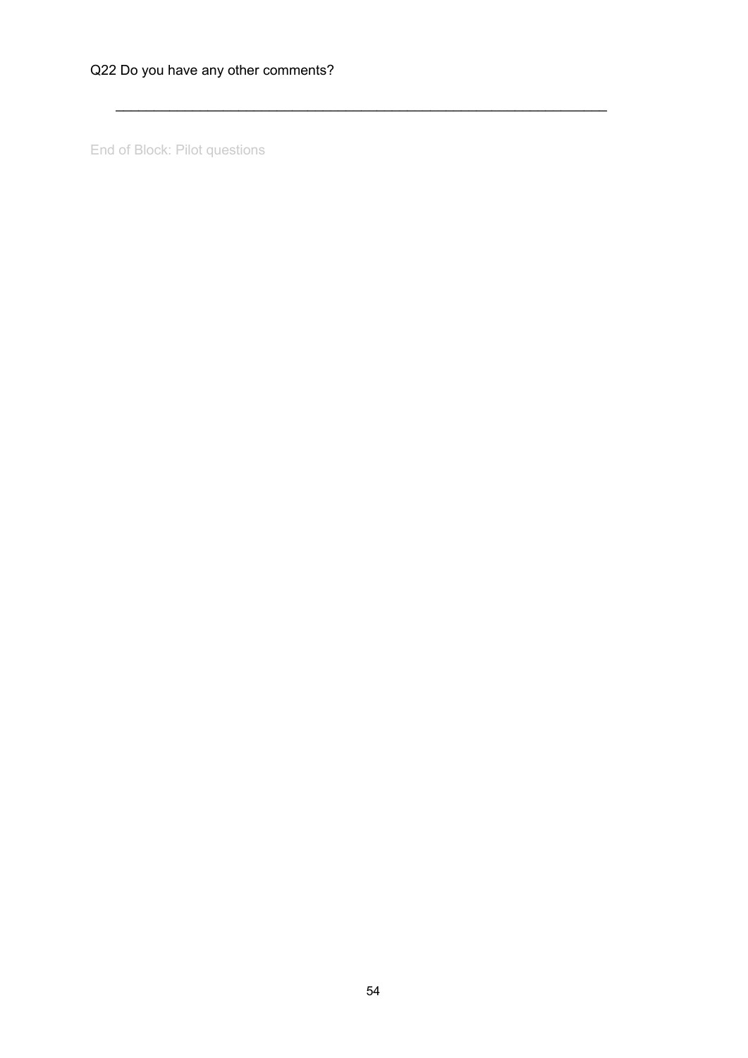Q22 Do you have any other comments?

________________________________________________________________

End of Block: Pilot questions